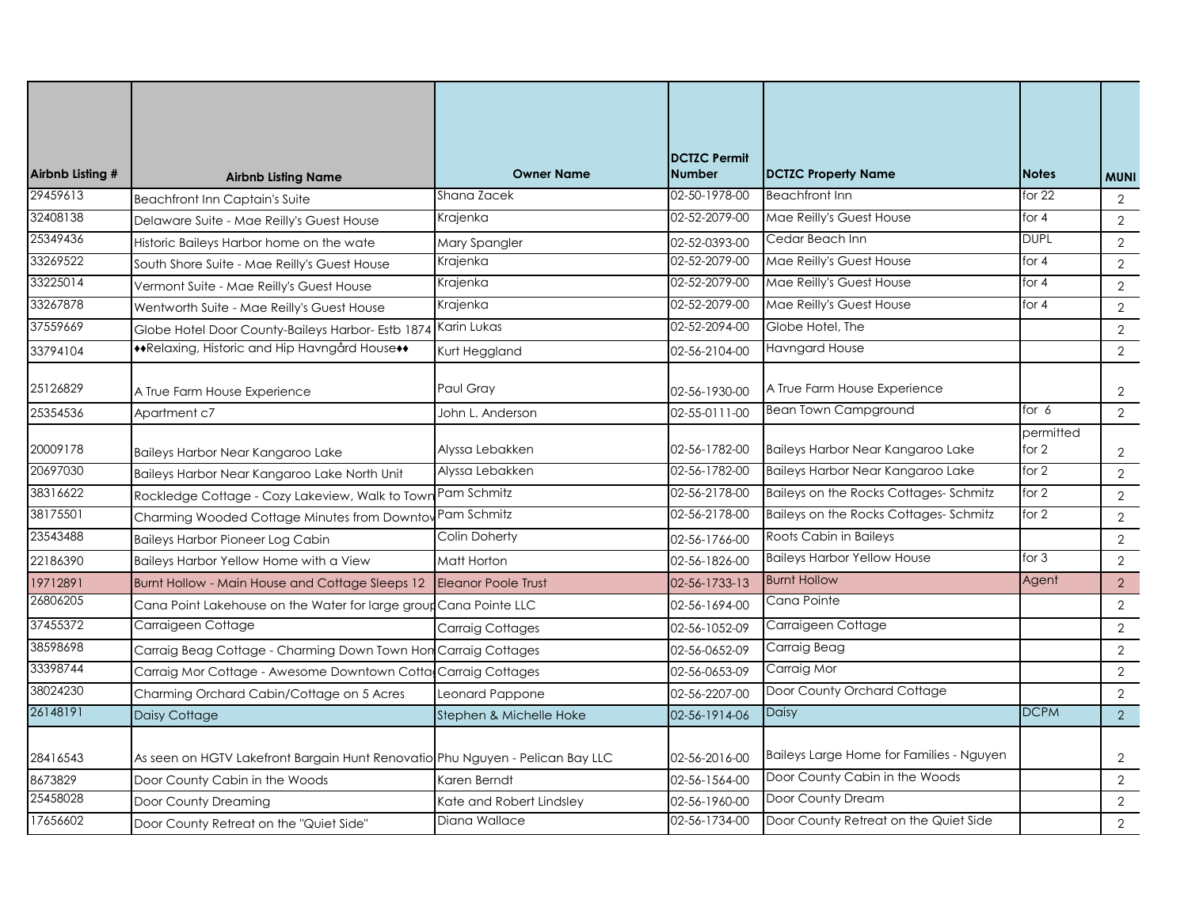| Airbnb Listing # | Airbnb Listing Name | Owner Name | DCTZC Permit Number | DCTZC Property Name | Notes | MUNI |
|---|---|---|---|---|---|---|
| 29459613 | Beachfront Inn Captain's Suite | Shana Zacek | 02-50-1978-00 | Beachfront Inn | for 22 | 2 |
| 32408138 | Delaware Suite - Mae Reilly's Guest House | Krajenka | 02-52-2079-00 | Mae Reilly's Guest House | for 4 | 2 |
| 25349436 | Historic Baileys Harbor home on the wate | Mary Spangler | 02-52-0393-00 | Cedar Beach Inn | DUPL | 2 |
| 33269522 | South Shore Suite - Mae Reilly's Guest House | Krajenka | 02-52-2079-00 | Mae Reilly's Guest House | for 4 | 2 |
| 33225014 | Vermont Suite - Mae Reilly's Guest House | Krajenka | 02-52-2079-00 | Mae Reilly's Guest House | for 4 | 2 |
| 33267878 | Wentworth Suite - Mae Reilly's Guest House | Krajenka | 02-52-2079-00 | Mae Reilly's Guest House | for 4 | 2 |
| 37559669 | Globe Hotel Door County-Baileys Harbor- Estb 1874 | Karin Lukas | 02-52-2094-00 | Globe Hotel, The | | 2 |
| 33794104 | ♦♦Relaxing, Historic and Hip Havngård House♦♦ | Kurt Heggland | 02-56-2104-00 | Havngard House | | 2 |
| 25126829 | A True Farm House Experience | Paul Gray | 02-56-1930-00 | A True Farm House Experience | | 2 |
| 25354536 | Apartment c7 | John L. Anderson | 02-55-0111-00 | Bean Town Campground | for 6 | 2 |
| 20009178 | Baileys Harbor Near Kangaroo Lake | Alyssa Lebakken | 02-56-1782-00 | Baileys Harbor Near Kangaroo Lake | permitted for 2 | 2 |
| 20697030 | Baileys Harbor Near Kangaroo Lake North Unit | Alyssa Lebakken | 02-56-1782-00 | Baileys Harbor Near Kangaroo Lake | for 2 | 2 |
| 38316622 | Rockledge Cottage - Cozy Lakeview, Walk to Town | Pam Schmitz | 02-56-2178-00 | Baileys on the Rocks Cottages- Schmitz | for 2 | 2 |
| 38175501 | Charming Wooded Cottage Minutes from Downtov | Pam Schmitz | 02-56-2178-00 | Baileys on the Rocks Cottages- Schmitz | for 2 | 2 |
| 23543488 | Baileys Harbor Pioneer Log Cabin | Colin Doherty | 02-56-1766-00 | Roots Cabin in Baileys | | 2 |
| 22186390 | Baileys Harbor Yellow Home with a View | Matt Horton | 02-56-1826-00 | Baileys Harbor Yellow House | for 3 | 2 |
| 19712891 | Burnt Hollow - Main House and Cottage Sleeps 12 | Eleanor Poole Trust | 02-56-1733-13 | Burnt Hollow | Agent | 2 |
| 26806205 | Cana Point Lakehouse on the Water for large grour | Cana Pointe LLC | 02-56-1694-00 | Cana Pointe | | 2 |
| 37455372 | Carraigeen Cottage | Carraig Cottages | 02-56-1052-09 | Carraigeen Cottage | | 2 |
| 38598698 | Carraig Beag Cottage - Charming Down Town Hon | Carraig Cottages | 02-56-0652-09 | Carraig Beag | | 2 |
| 33398744 | Carraig Mor Cottage - Awesome Downtown Cotta | Carraig Cottages | 02-56-0653-09 | Carraig Mor | | 2 |
| 38024230 | Charming Orchard Cabin/Cottage on 5 Acres | Leonard Pappone | 02-56-2207-00 | Door County Orchard Cottage | | 2 |
| 26148191 | Daisy Cottage | Stephen & Michelle Hoke | 02-56-1914-06 | Daisy | DCPM | 2 |
| 28416543 | As seen on HGTV Lakefront Bargain Hunt Renovatio | Phu Nguyen - Pelican Bay LLC | 02-56-2016-00 | Baileys Large Home for Families - Nguyen | | 2 |
| 8673829 | Door County Cabin in the Woods | Karen Berndt | 02-56-1564-00 | Door County Cabin in the Woods | | 2 |
| 25458028 | Door County Dreaming | Kate and Robert Lindsley | 02-56-1960-00 | Door County Dream | | 2 |
| 17656602 | Door County Retreat on the "Quiet Side" | Diana Wallace | 02-56-1734-00 | Door County Retreat on the Quiet Side | | 2 |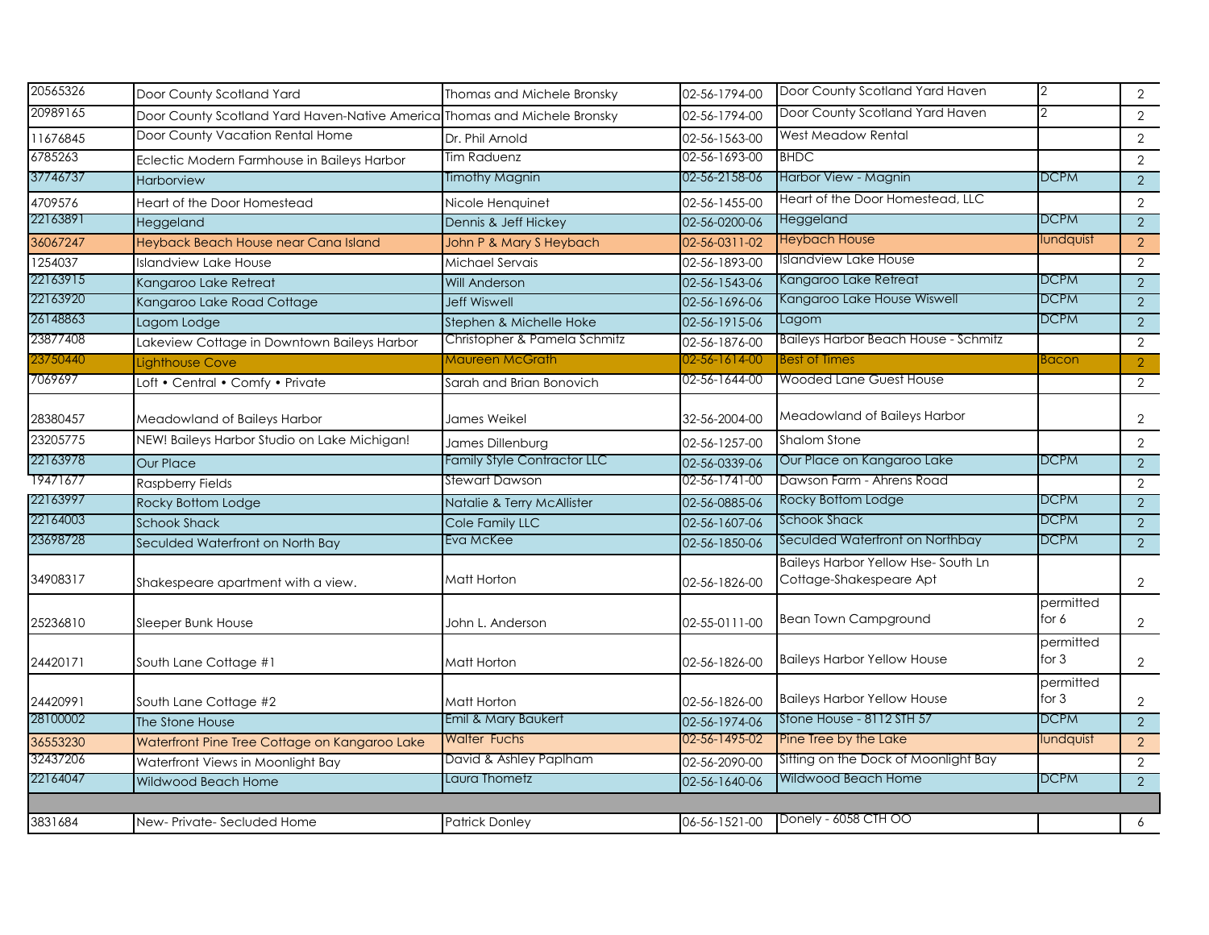| | | | | | | |
|---|---|---|---|---|---|---|
| 20565326 | Door County Scotland Yard | Thomas and Michele Bronsky | 02-56-1794-00 | Door County Scotland Yard Haven | 2 | 2 |
| 20989165 | Door County Scotland Yard Haven-Native America | Thomas and Michele Bronsky | 02-56-1794-00 | Door County Scotland Yard Haven | 2 | 2 |
| 11676845 | Door County Vacation Rental Home | Dr. Phil Arnold | 02-56-1563-00 | West Meadow Rental | | 2 |
| 6785263 | Eclectic Modern Farmhouse in Baileys Harbor | Tim Raduenz | 02-56-1693-00 | BHDC | | 2 |
| 37746737 | Harborview | Timothy Magnin | 02-56-2158-06 | Harbor View - Magnin | DCPM | 2 |
| 4709576 | Heart of the Door Homestead | Nicole Henquinet | 02-56-1455-00 | Heart of the Door Homestead, LLC | | 2 |
| 22163891 | Heggeland | Dennis & Jeff Hickey | 02-56-0200-06 | Heggeland | DCPM | 2 |
| 36067247 | Heyback Beach House near Cana Island | John P & Mary S Heybach | 02-56-0311-02 | Heybach House | lundquist | 2 |
| 1254037 | Islandview Lake House | Michael Servais | 02-56-1893-00 | Islandview Lake House | | 2 |
| 22163915 | Kangaroo Lake Retreat | Will Anderson | 02-56-1543-06 | Kangaroo Lake Retreat | DCPM | 2 |
| 22163920 | Kangaroo Lake Road Cottage | Jeff Wiswell | 02-56-1696-06 | Kangaroo Lake House Wiswell | DCPM | 2 |
| 26148863 | Lagom Lodge | Stephen & Michelle Hoke | 02-56-1915-06 | Lagom | DCPM | 2 |
| 23877408 | Lakeview Cottage in Downtown Baileys Harbor | Christopher & Pamela Schmitz | 02-56-1876-00 | Baileys Harbor Beach House - Schmitz | | 2 |
| 23750440 | Lighthouse Cove | Maureen McGrath | 02-56-1614-00 | Best of Times | Bacon | 2 |
| 7069697 | Loft • Central • Comfy • Private | Sarah and Brian Bonovich | 02-56-1644-00 | Wooded Lane Guest House | | 2 |
| 28380457 | Meadowland of Baileys Harbor | James Weikel | 32-56-2004-00 | Meadowland of Baileys Harbor | | 2 |
| 23205775 | NEW! Baileys Harbor Studio on Lake Michigan! | James Dillenburg | 02-56-1257-00 | Shalom Stone | | 2 |
| 22163978 | Our Place | Family Style Contractor LLC | 02-56-0339-06 | Our Place on Kangaroo Lake | DCPM | 2 |
| 19471677 | Raspberry Fields | Stewart Dawson | 02-56-1741-00 | Dawson Farm - Ahrens Road | | 2 |
| 22163997 | Rocky Bottom Lodge | Natalie & Terry McAllister | 02-56-0885-06 | Rocky Bottom Lodge | DCPM | 2 |
| 22164003 | Schook Shack | Cole Family LLC | 02-56-1607-06 | Schook Shack | DCPM | 2 |
| 23698728 | Seculded Waterfront on North Bay | Eva McKee | 02-56-1850-06 | Seculded Waterfront on Northbay | DCPM | 2 |
| 34908317 | Shakespeare apartment with a view. | Matt Horton | 02-56-1826-00 | Baileys Harbor Yellow Hse- South Ln Cottage-Shakespeare Apt | | 2 |
| 25236810 | Sleeper Bunk House | John L. Anderson | 02-55-0111-00 | Bean Town Campground | permitted for 6 | 2 |
| 24420171 | South Lane Cottage #1 | Matt Horton | 02-56-1826-00 | Baileys Harbor Yellow House | permitted for 3 | 2 |
| 24420991 | South Lane Cottage #2 | Matt Horton | 02-56-1826-00 | Baileys Harbor Yellow House | permitted for 3 | 2 |
| 28100002 | The Stone House | Emil & Mary Baukert | 02-56-1974-06 | Stone House - 8112 STH 57 | DCPM | 2 |
| 36553230 | Waterfront Pine Tree Cottage on Kangaroo Lake | Walter Fuchs | 02-56-1495-02 | Pine Tree by the Lake | lundquist | 2 |
| 32437206 | Waterfront Views in Moonlight Bay | David & Ashley Paplham | 02-56-2090-00 | Sitting on the Dock of Moonlight Bay | | 2 |
| 22164047 | Wildwood Beach Home | Laura Thometz | 02-56-1640-06 | Wildwood Beach Home | DCPM | 2 |
| | | | | | | |
| 3831684 | New- Private- Secluded Home | Patrick Donley | 06-56-1521-00 | Donely - 6058 CTH OO | | 6 |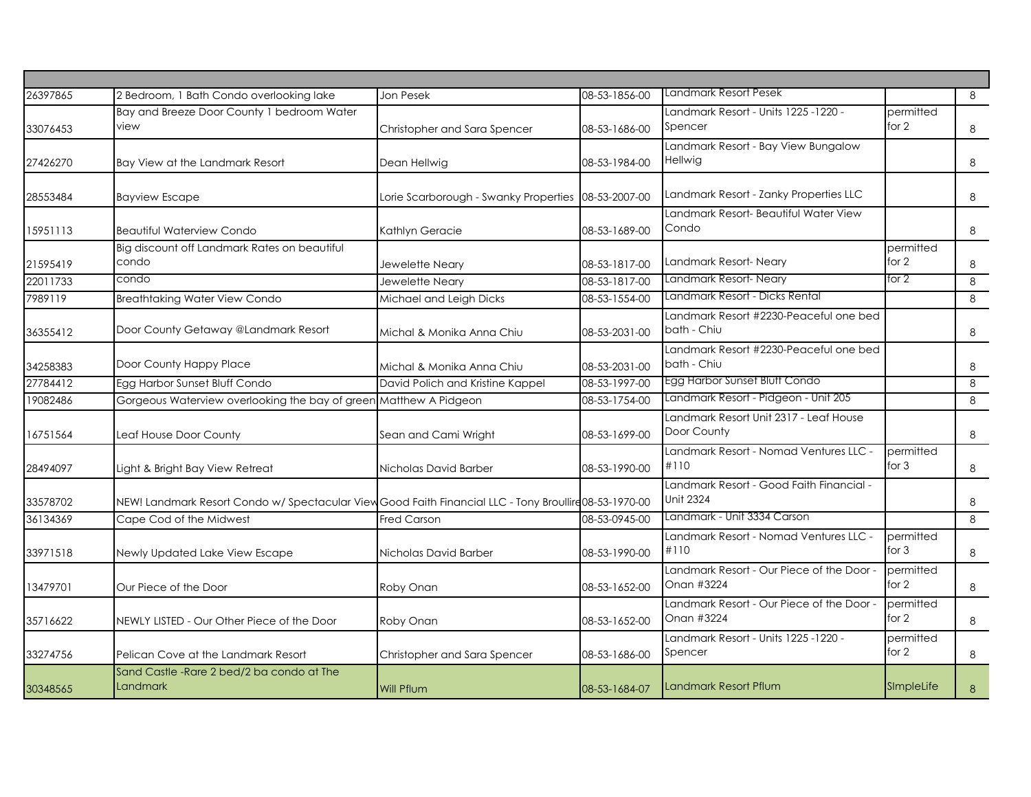| | | | | | | |
|---|---|---|---|---|---|---|
| 26397865 | 2 Bedroom, 1 Bath Condo overlooking lake | Jon Pesek | 08-53-1856-00 | Landmark Resort Pesek | | 8 |
| 33076453 | Bay and Breeze Door County 1 bedroom Water view | Christopher and Sara Spencer | 08-53-1686-00 | Landmark Resort - Units 1225 -1220 - Spencer | permitted for 2 | 8 |
| 27426270 | Bay View at the Landmark Resort | Dean Hellwig | 08-53-1984-00 | Landmark Resort - Bay View Bungalow Hellwig | | 8 |
| 28553484 | Bayview Escape | Lorie Scarborough - Swanky Properties | 08-53-2007-00 | Landmark Resort - Zanky Properties LLC | | 8 |
| 15951113 | Beautiful Waterview Condo | Kathlyn Geracie | 08-53-1689-00 | Landmark Resort- Beautiful Water View Condo | | 8 |
| 21595419 | Big discount off Landmark Rates on beautiful condo | Jewelette Neary | 08-53-1817-00 | Landmark Resort- Neary | permitted for 2 | 8 |
| 22011733 | condo | Jewelette Neary | 08-53-1817-00 | Landmark Resort- Neary | for 2 | 8 |
| 7989119 | Breathtaking Water View Condo | Michael and Leigh Dicks | 08-53-1554-00 | Landmark Resort - Dicks Rental | | 8 |
| 36355412 | Door County Getaway @Landmark Resort | Michal & Monika Anna Chiu | 08-53-2031-00 | Landmark Resort #2230-Peaceful one bed bath - Chiu | | 8 |
| 34258383 | Door County Happy Place | Michal & Monika Anna Chiu | 08-53-2031-00 | Landmark Resort #2230-Peaceful one bed bath - Chiu | | 8 |
| 27784412 | Egg Harbor Sunset Bluff Condo | David Polich and Kristine Kappel | 08-53-1997-00 | Egg Harbor Sunset Bluff Condo | | 8 |
| 19082486 | Gorgeous Waterview overlooking the bay of green | Matthew A Pidgeon | 08-53-1754-00 | Landmark Resort - Pidgeon - Unit 205 | | 8 |
| 16751564 | Leaf House Door County | Sean and Cami Wright | 08-53-1699-00 | Landmark Resort Unit 2317 - Leaf House Door County | | 8 |
| 28494097 | Light & Bright Bay View Retreat | Nicholas David Barber | 08-53-1990-00 | Landmark Resort - Nomad Ventures LLC - #110 | permitted for 3 | 8 |
| 33578702 | NEW! Landmark Resort Condo w/ Spectacular View | Good Faith Financial LLC - Tony Broullire | 08-53-1970-00 | Landmark Resort - Good Faith Financial - Unit 2324 | | 8 |
| 36134369 | Cape Cod of the Midwest | Fred Carson | 08-53-0945-00 | Landmark - Unit 3334 Carson | | 8 |
| 33971518 | Newly Updated Lake View Escape | Nicholas David Barber | 08-53-1990-00 | Landmark Resort - Nomad Ventures LLC - #110 | permitted for 3 | 8 |
| 13479701 | Our Piece of the Door | Roby Onan | 08-53-1652-00 | Landmark Resort - Our Piece of the Door - Onan #3224 | permitted for 2 | 8 |
| 35716622 | NEWLY LISTED - Our Other Piece of the Door | Roby Onan | 08-53-1652-00 | Landmark Resort - Our Piece of the Door - Onan #3224 | permitted for 2 | 8 |
| 33274756 | Pelican Cove at the Landmark Resort | Christopher and Sara Spencer | 08-53-1686-00 | Landmark Resort - Units 1225 -1220 - Spencer | permitted for 2 | 8 |
| 30348565 | Sand Castle -Rare 2 bed/2 ba condo at The Landmark | Will Pflum | 08-53-1684-07 | Landmark Resort Pflum | SImpleLife | 8 |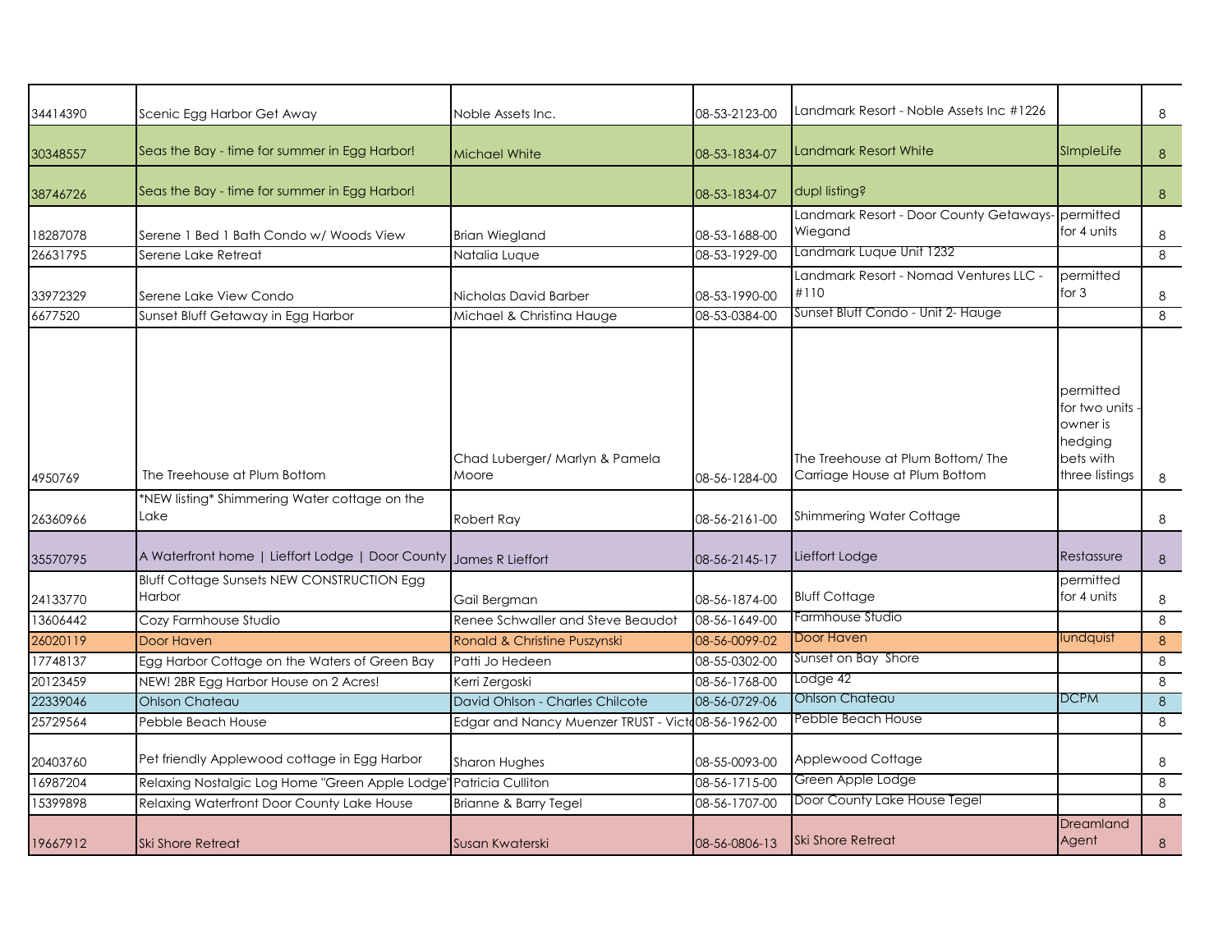| | | | | | | |
|---|---|---|---|---|---|---|
| 34414390 | Scenic Egg Harbor Get Away | Noble Assets Inc. | 08-53-2123-00 | Landmark Resort - Noble Assets Inc #1226 | | 8 |
| 30348557 | Seas the Bay - time for summer in Egg Harbor! | Michael White | 08-53-1834-07 | Landmark Resort White | SImpleLife | 8 |
| 38746726 | Seas the Bay - time for summer in Egg Harbor! | | 08-53-1834-07 | dupl listing? | | 8 |
| 18287078 | Serene 1 Bed 1 Bath Condo w/ Woods View | Brian Wiegland | 08-53-1688-00 | Landmark Resort - Door County Getaways-Wiegand | permitted for 4 units | 8 |
| 26631795 | Serene Lake Retreat | Natalia Luque | 08-53-1929-00 | Landmark Luque Unit 1232 | | 8 |
| 33972329 | Serene Lake View Condo | Nicholas David Barber | 08-53-1990-00 | Landmark Resort - Nomad Ventures LLC - #110 | permitted for 3 | 8 |
| 6677520 | Sunset Bluff Getaway in Egg Harbor | Michael & Christina Hauge | 08-53-0384-00 | Sunset Bluff Condo - Unit 2- Hauge | | 8 |
| 4950769 | The Treehouse at Plum Bottom | Chad Luberger/ Marlyn & Pamela Moore | 08-56-1284-00 | The Treehouse at Plum Bottom/ The Carriage House at Plum Bottom | permitted for two units - owner is hedging bets with three listings | 8 |
| 26360966 | *NEW listing* Shimmering Water cottage on the Lake | Robert Ray | 08-56-2161-00 | Shimmering Water Cottage | | 8 |
| 35570795 | A Waterfront home \| Lieffort Lodge \| Door County | James R Lieffort | 08-56-2145-17 | Lieffort Lodge | Restassure | 8 |
| 24133770 | Bluff Cottage Sunsets NEW CONSTRUCTION Egg Harbor | Gail Bergman | 08-56-1874-00 | Bluff Cottage | permitted for 4 units | 8 |
| 13606442 | Cozy Farmhouse Studio | Renee Schwaller and Steve Beaudot | 08-56-1649-00 | Farmhouse Studio | | 8 |
| 26020119 | Door Haven | Ronald & Christine Puszynski | 08-56-0099-02 | Door Haven | lundquist | 8 |
| 17748137 | Egg Harbor Cottage on the Waters of Green Bay | Patti Jo Hedeen | 08-55-0302-00 | Sunset on Bay Shore | | 8 |
| 20123459 | NEW! 2BR Egg Harbor House on 2 Acres! | Kerri Zergoski | 08-56-1768-00 | Lodge 42 | | 8 |
| 22339046 | Ohlson Chateau | David Ohlson - Charles Chilcote | 08-56-0729-06 | Ohlson Chateau | DCPM | 8 |
| 25729564 | Pebble Beach House | Edgar and Nancy Muenzer TRUST - Victo | 08-56-1962-00 | Pebble Beach House | | 8 |
| 20403760 | Pet friendly Applewood cottage in Egg Harbor | Sharon Hughes | 08-55-0093-00 | Applewood Cottage | | 8 |
| 16987204 | Relaxing Nostalgic Log Home "Green Apple Lodge" | Patricia Culliton | 08-56-1715-00 | Green Apple Lodge | | 8 |
| 15399898 | Relaxing Waterfront Door County Lake House | Brianne & Barry Tegel | 08-56-1707-00 | Door County Lake House Tegel | | 8 |
| 19667912 | Ski Shore Retreat | Susan Kwaterski | 08-56-0806-13 | Ski Shore Retreat | Dreamland Agent | 8 |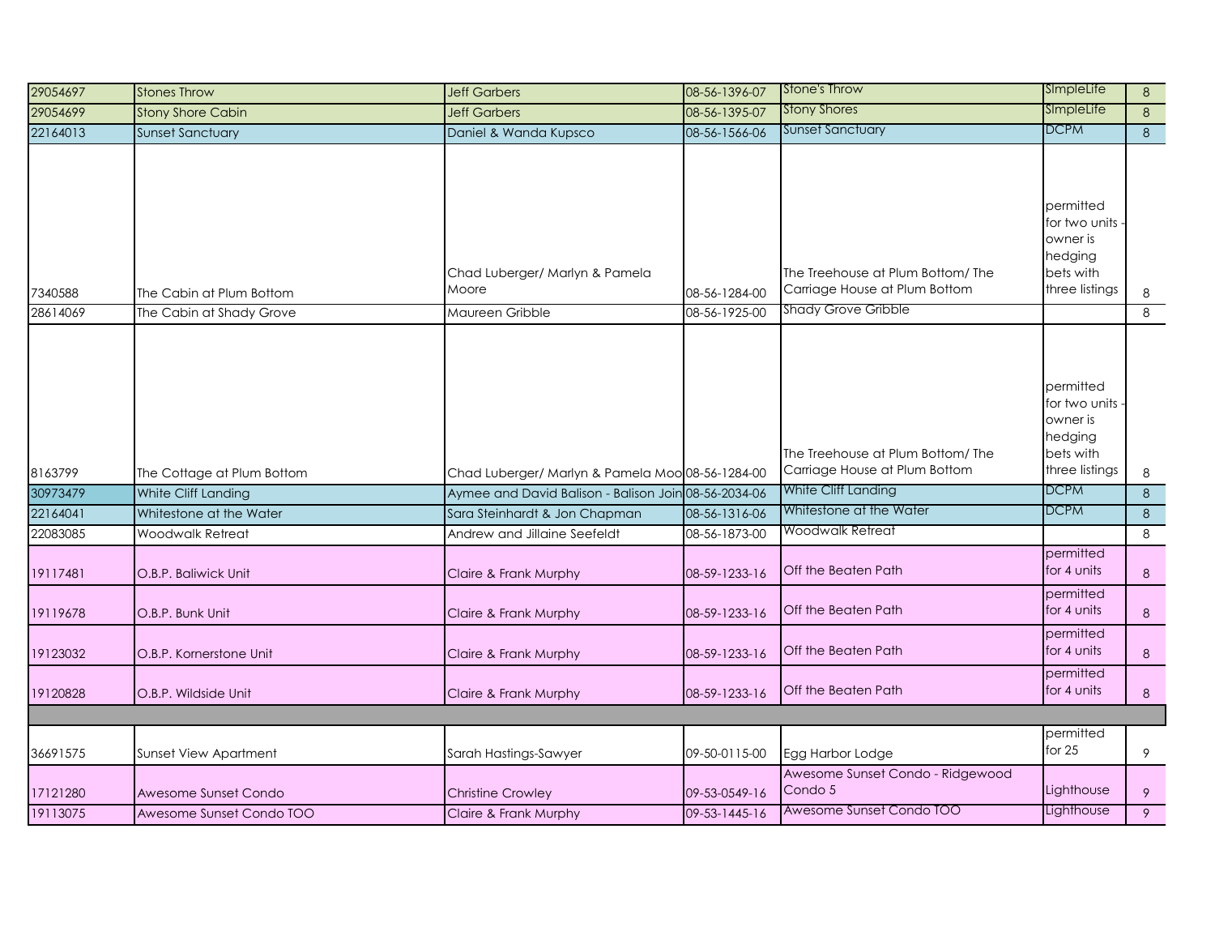| | | | | | | |
|---|---|---|---|---|---|---|
| 29054697 | Stones Throw | Jeff Garbers | 08-56-1396-07 | Stone's Throw | SImpleLife | 8 |
| 29054699 | Stony Shore Cabin | Jeff Garbers | 08-56-1395-07 | Stony Shores | SImpleLife | 8 |
| 22164013 | Sunset Sanctuary | Daniel & Wanda Kupsco | 08-56-1566-06 | Sunset Sanctuary | DCPM | 8 |
| 7340588 | The Cabin at Plum Bottom | Chad Luberger/ Marlyn & Pamela Moore | 08-56-1284-00 | The Treehouse at Plum Bottom/ The Carriage House at Plum Bottom | permitted for two units - owner is hedging bets with three listings | 8 |
| 28614069 | The Cabin at Shady Grove | Maureen Gribble | 08-56-1925-00 | Shady Grove Gribble | | 8 |
| 8163799 | The Cottage at Plum Bottom | Chad Luberger/ Marlyn & Pamela Moo | 08-56-1284-00 | The Treehouse at Plum Bottom/ The Carriage House at Plum Bottom | permitted for two units - owner is hedging bets with three listings | 8 |
| 30973479 | White Cliff Landing | Aymee and David Balison - Balison Join | 08-56-2034-06 | White Cliff Landing | DCPM | 8 |
| 22164041 | Whitestone at the Water | Sara Steinhardt & Jon Chapman | 08-56-1316-06 | Whitestone at the Water | DCPM | 8 |
| 22083085 | Woodwalk Retreat | Andrew and Jillaine Seefeldt | 08-56-1873-00 | Woodwalk Retreat | | 8 |
| 19117481 | O.B.P. Baliwick Unit | Claire & Frank Murphy | 08-59-1233-16 | Off the Beaten Path | permitted for 4 units | 8 |
| 19119678 | O.B.P. Bunk Unit | Claire & Frank Murphy | 08-59-1233-16 | Off the Beaten Path | permitted for 4 units | 8 |
| 19123032 | O.B.P. Kornerstone Unit | Claire & Frank Murphy | 08-59-1233-16 | Off the Beaten Path | permitted for 4 units | 8 |
| 19120828 | O.B.P. Wildside Unit | Claire & Frank Murphy | 08-59-1233-16 | Off the Beaten Path | permitted for 4 units | 8 |
| | | | | | | |
| 36691575 | Sunset View Apartment | Sarah Hastings-Sawyer | 09-50-0115-00 | Egg Harbor Lodge | permitted for 25 | 9 |
| 17121280 | Awesome Sunset Condo | Christine Crowley | 09-53-0549-16 | Awesome Sunset Condo - Ridgewood Condo 5 | Lighthouse | 9 |
| 19113075 | Awesome Sunset Condo TOO | Claire & Frank Murphy | 09-53-1445-16 | Awesome Sunset Condo TOO | Lighthouse | 9 |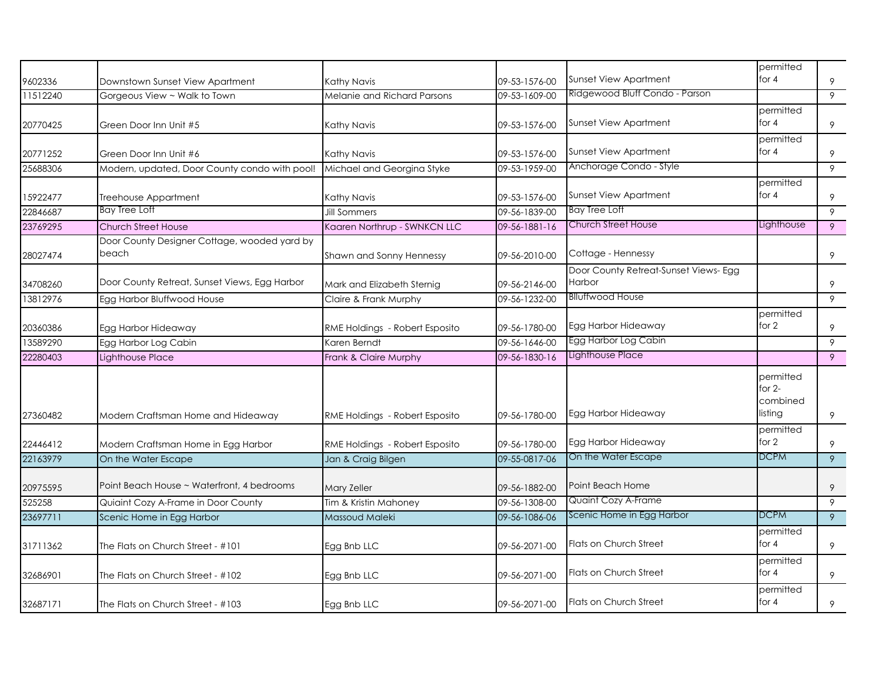| | | | | | | |
|---|---|---|---|---|---|---|
| 9602336 | Downtown Sunset View Apartment | Kathy Navis | 09-53-1576-00 | Sunset View Apartment | permitted for 4 | 9 |
| 11512240 | Gorgeous View ~ Walk to Town | Melanie and Richard Parsons | 09-53-1609-00 | Ridgewood Bluff Condo - Parson | | 9 |
| 20770425 | Green Door Inn Unit #5 | Kathy Navis | 09-53-1576-00 | Sunset View Apartment | permitted for 4 | 9 |
| 20771252 | Green Door Inn Unit #6 | Kathy Navis | 09-53-1576-00 | Sunset View Apartment | permitted for 4 | 9 |
| 25688306 | Modern, updated, Door County condo with pool! | Michael and Georgina Styke | 09-53-1959-00 | Anchorage Condo - Style | | 9 |
| 15922477 | Treehouse Appartment | Kathy Navis | 09-53-1576-00 | Sunset View Apartment | permitted for 4 | 9 |
| 22846687 | Bay Tree Loft | Jill Sommers | 09-56-1839-00 | Bay Tree Loft | | 9 |
| 23769295 | Church Street House | Kaaren Northrup - SWNKCN LLC | 09-56-1881-16 | Church Street House | Lighthouse | 9 |
| 28027474 | Door County Designer Cottage, wooded yard by beach | Shawn and Sonny Hennessy | 09-56-2010-00 | Cottage - Hennessy | | 9 |
| 34708260 | Door County Retreat, Sunset Views, Egg Harbor | Mark and Elizabeth Sternig | 09-56-2146-00 | Door County Retreat-Sunset Views- Egg Harbor | | 9 |
| 13812976 | Egg Harbor Bluffwood House | Claire & Frank Murphy | 09-56-1232-00 | Blluffwood House | | 9 |
| 20360386 | Egg Harbor Hideaway | RME Holdings - Robert Esposito | 09-56-1780-00 | Egg Harbor Hideaway | permitted for 2 | 9 |
| 13589290 | Egg Harbor Log Cabin | Karen Berndt | 09-56-1646-00 | Egg Harbor Log Cabin | | 9 |
| 22280403 | Lighthouse Place | Frank & Claire Murphy | 09-56-1830-16 | Lighthouse Place | | 9 |
| 27360482 | Modern Craftsman Home and Hideaway | RME Holdings - Robert Esposito | 09-56-1780-00 | Egg Harbor Hideaway | permitted for 2- combined listing | 9 |
| 22446412 | Modern Craftsman Home in Egg Harbor | RME Holdings - Robert Esposito | 09-56-1780-00 | Egg Harbor Hideaway | permitted for 2 | 9 |
| 22163979 | On the Water Escape | Jan & Craig Bilgen | 09-55-0817-06 | On the Water Escape | DCPM | 9 |
| 20975595 | Point Beach House ~ Waterfront, 4 bedrooms | Mary Zeller | 09-56-1882-00 | Point Beach Home | | 9 |
| 525258 | Quiaint Cozy A-Frame in Door County | Tim & Kristin Mahoney | 09-56-1308-00 | Quaint Cozy A-Frame | | 9 |
| 23697711 | Scenic Home in Egg Harbor | Massoud Maleki | 09-56-1086-06 | Scenic Home in Egg Harbor | DCPM | 9 |
| 31711362 | The Flats on Church Street - #101 | Egg Bnb LLC | 09-56-2071-00 | Flats on Church Street | permitted for 4 | 9 |
| 32686901 | The Flats on Church Street - #102 | Egg Bnb LLC | 09-56-2071-00 | Flats on Church Street | permitted for 4 | 9 |
| 32687171 | The Flats on Church Street - #103 | Egg Bnb LLC | 09-56-2071-00 | Flats on Church Street | permitted for 4 | 9 |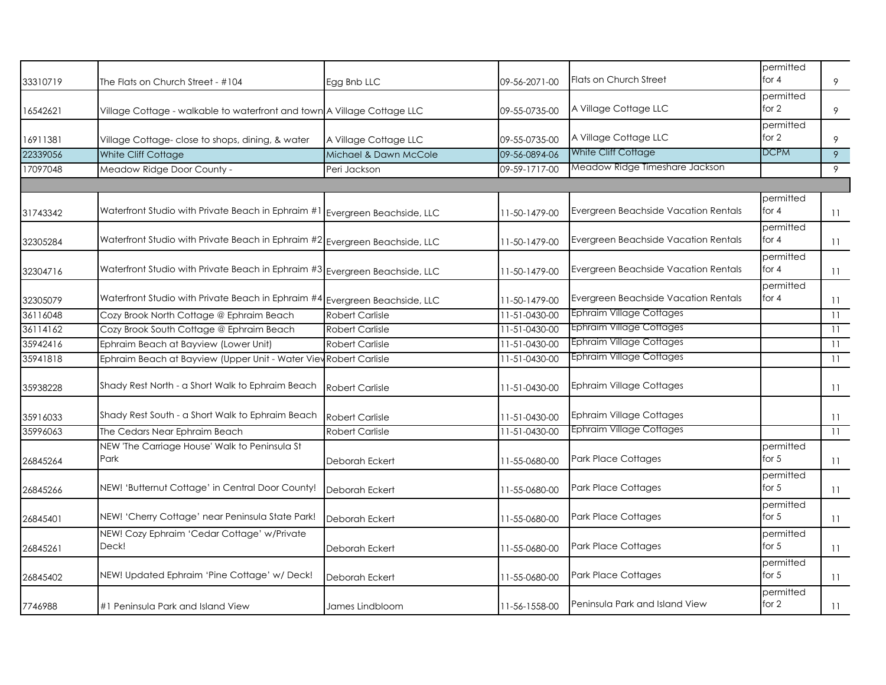| | | | | | | |
|---|---|---|---|---|---|---|
| 33310719 | The Flats on Church Street - #104 | Egg Bnb LLC | 09-56-2071-00 | Flats on Church Street | permitted for 4 | 9 |
| 16542621 | Village Cottage - walkable to waterfront and town | A Village Cottage LLC | 09-55-0735-00 | A Village Cottage LLC | permitted for 2 | 9 |
| 16911381 | Village Cottage- close to shops, dining, & water | A Village Cottage LLC | 09-55-0735-00 | A Village Cottage LLC | permitted for 2 | 9 |
| 22339056 | White Cliff Cottage | Michael & Dawn McCole | 09-56-0894-06 | White Cliff Cottage | DCPM | 9 |
| 17097048 | Meadow Ridge Door County - | Peri Jackson | 09-59-1717-00 | Meadow Ridge Timeshare Jackson | | 9 |
| | | | | | | |
| 31743342 | Waterfront Studio with Private Beach in Ephraim #1 | Evergreen Beachside, LLC | 11-50-1479-00 | Evergreen Beachside Vacation Rentals | permitted for 4 | 11 |
| 32305284 | Waterfront Studio with Private Beach in Ephraim #2 | Evergreen Beachside, LLC | 11-50-1479-00 | Evergreen Beachside Vacation Rentals | permitted for 4 | 11 |
| 32304716 | Waterfront Studio with Private Beach in Ephraim #3 | Evergreen Beachside, LLC | 11-50-1479-00 | Evergreen Beachside Vacation Rentals | permitted for 4 | 11 |
| 32305079 | Waterfront Studio with Private Beach in Ephraim #4 | Evergreen Beachside, LLC | 11-50-1479-00 | Evergreen Beachside Vacation Rentals | permitted for 4 | 11 |
| 36116048 | Cozy Brook North Cottage @ Ephraim Beach | Robert Carlisle | 11-51-0430-00 | Ephraim Village Cottages | | 11 |
| 36114162 | Cozy Brook South Cottage @ Ephraim Beach | Robert Carlisle | 11-51-0430-00 | Ephraim Village Cottages | | 11 |
| 35942416 | Ephraim Beach at Bayview (Lower Unit) | Robert Carlisle | 11-51-0430-00 | Ephraim Village Cottages | | 11 |
| 35941818 | Ephraim Beach at Bayview (Upper Unit - Water View | Robert Carlisle | 11-51-0430-00 | Ephraim Village Cottages | | 11 |
| 35938228 | Shady Rest North - a Short Walk to Ephraim Beach | Robert Carlisle | 11-51-0430-00 | Ephraim Village Cottages | | 11 |
| 35916033 | Shady Rest South - a Short Walk to Ephraim Beach | Robert Carlisle | 11-51-0430-00 | Ephraim Village Cottages | | 11 |
| 35996063 | The Cedars Near Ephraim Beach | Robert Carlisle | 11-51-0430-00 | Ephraim Village Cottages | | 11 |
| 26845264 | NEW 'The Carriage House' Walk to Peninsula St Park | Deborah Eckert | 11-55-0680-00 | Park Place Cottages | permitted for 5 | 11 |
| 26845266 | NEW! 'Butternut Cottage' in Central Door County! | Deborah Eckert | 11-55-0680-00 | Park Place Cottages | permitted for 5 | 11 |
| 26845401 | NEW! 'Cherry Cottage' near Peninsula State Park! | Deborah Eckert | 11-55-0680-00 | Park Place Cottages | permitted for 5 | 11 |
| 26845261 | NEW! Cozy Ephraim 'Cedar Cottage' w/Private Deck! | Deborah Eckert | 11-55-0680-00 | Park Place Cottages | permitted for 5 | 11 |
| 26845402 | NEW! Updated Ephraim 'Pine Cottage' w/ Deck! | Deborah Eckert | 11-55-0680-00 | Park Place Cottages | permitted for 5 | 11 |
| 7746988 | #1 Peninsula Park and Island View | James Lindbloom | 11-56-1558-00 | Peninsula Park and Island View | permitted for 2 | 11 |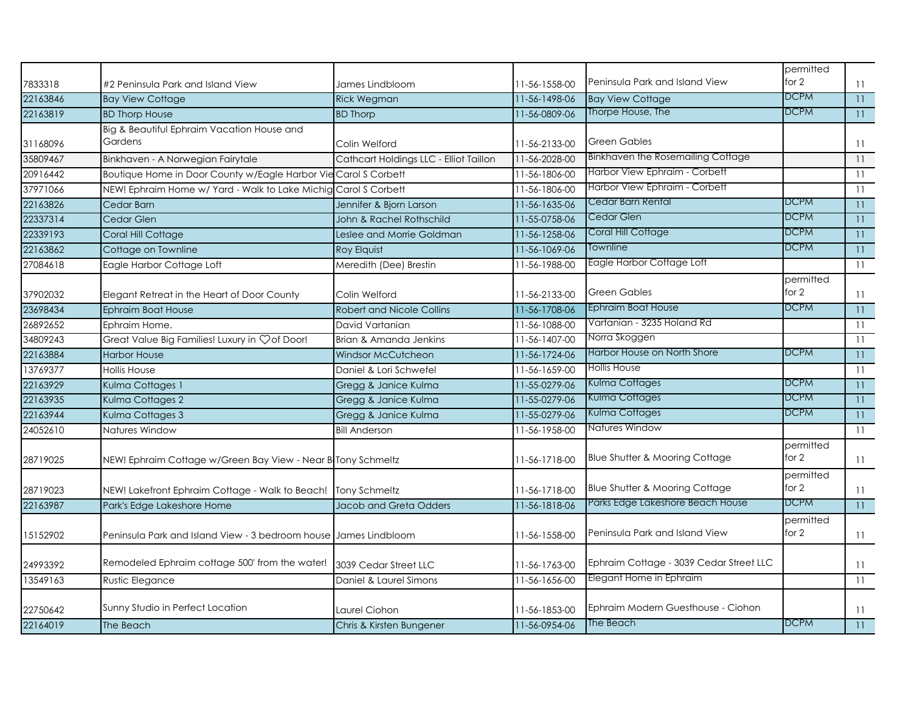| | | | | | | |
|---|---|---|---|---|---|---|
| 7833318 | #2 Peninsula Park and Island View | James Lindbloom | 11-56-1558-00 | Peninsula Park and Island View | permitted for 2 | 11 |
| 22163846 | Bay View Cottage | Rick Wegman | 11-56-1498-06 | Bay View Cottage | DCPM | 11 |
| 22163819 | BD Thorp House | BD Thorp | 11-56-0809-06 | Thorpe House, The | DCPM | 11 |
| 31168096 | Big & Beautiful Ephraim Vacation House and Gardens | Colin Welford | 11-56-2133-00 | Green Gables | | 11 |
| 35809467 | Binkhaven - A Norwegian Fairytale | Cathcart Holdings LLC - Elliot Taillon | 11-56-2028-00 | Binkhaven the Rosemailing Cottage | | 11 |
| 20916442 | Boutique Home in Door County w/Eagle Harbor Vie | Carol S Corbett | 11-56-1806-00 | Harbor View Ephraim - Corbett | | 11 |
| 37971066 | NEW! Ephraim Home w/ Yard - Walk to Lake Michig | Carol S Corbett | 11-56-1806-00 | Harbor View Ephraim - Corbett | | 11 |
| 22163826 | Cedar Barn | Jennifer & Bjorn Larson | 11-56-1635-06 | Cedar Barn Rental | DCPM | 11 |
| 22337314 | Cedar Glen | John & Rachel Rothschild | 11-55-0758-06 | Cedar Glen | DCPM | 11 |
| 22339193 | Coral Hill Cottage | Leslee and Morrie Goldman | 11-56-1258-06 | Coral Hill Cottage | DCPM | 11 |
| 22163862 | Cottage on Townline | Roy Elquist | 11-56-1069-06 | Townline | DCPM | 11 |
| 27084618 | Eagle Harbor Cottage Loft | Meredith (Dee) Brestin | 11-56-1988-00 | Eagle Harbor Cottage Loft | | 11 |
| 37902032 | Elegant Retreat in the Heart of Door County | Colin Welford | 11-56-2133-00 | Green Gables | permitted for 2 | 11 |
| 23698434 | Ephraim Boat House | Robert and Nicole Collins | 11-56-1708-06 | Ephraim Boat House | DCPM | 11 |
| 26892652 | Ephraim Home. | David Vartanian | 11-56-1088-00 | Vartanian - 3235 Holand Rd | | 11 |
| 34809243 | Great Value Big Families! Luxury in ♡of Door! | Brian & Amanda Jenkins | 11-56-1407-00 | Norra Skoggen | | 11 |
| 22163884 | Harbor House | Windsor McCutcheon | 11-56-1724-06 | Harbor House on North Shore | DCPM | 11 |
| 13769377 | Hollis House | Daniel & Lori Schwefel | 11-56-1659-00 | Hollis House | | 11 |
| 22163929 | Kulma Cottages 1 | Gregg & Janice Kulma | 11-55-0279-06 | Kulma Cottages | DCPM | 11 |
| 22163935 | Kulma Cottages 2 | Gregg & Janice Kulma | 11-55-0279-06 | Kulma Cottages | DCPM | 11 |
| 22163944 | Kulma Cottages 3 | Gregg & Janice Kulma | 11-55-0279-06 | Kulma Cottages | DCPM | 11 |
| 24052610 | Natures Window | Bill Anderson | 11-56-1958-00 | Natures Window | | 11 |
| 28719025 | NEW! Ephraim Cottage w/Green Bay View - Near B | Tony Schmeltz | 11-56-1718-00 | Blue Shutter & Mooring Cottage | permitted for 2 | 11 |
| 28719023 | NEW! Lakefront Ephraim Cottage - Walk to Beach! | Tony Schmeltz | 11-56-1718-00 | Blue Shutter & Mooring Cottage | permitted for 2 | 11 |
| 22163987 | Park's Edge Lakeshore Home | Jacob and Greta Odders | 11-56-1818-06 | Parks Edge Lakeshore Beach House | DCPM | 11 |
| 15152902 | Peninsula Park and Island View - 3 bedroom house | James Lindbloom | 11-56-1558-00 | Peninsula Park and Island View | permitted for 2 | 11 |
| 24993392 | Remodeled Ephraim cottage 500' from the water! | 3039 Cedar Street LLC | 11-56-1763-00 | Ephraim Cottage - 3039 Cedar Street LLC | | 11 |
| 13549163 | Rustic Elegance | Daniel & Laurel Simons | 11-56-1656-00 | Elegant Home in Ephraim | | 11 |
| 22750642 | Sunny Studio in Perfect Location | Laurel Ciohon | 11-56-1853-00 | Ephraim Modern Guesthouse - Ciohon | | 11 |
| 22164019 | The Beach | Chris & Kirsten Bungener | 11-56-0954-06 | The Beach | DCPM | 11 |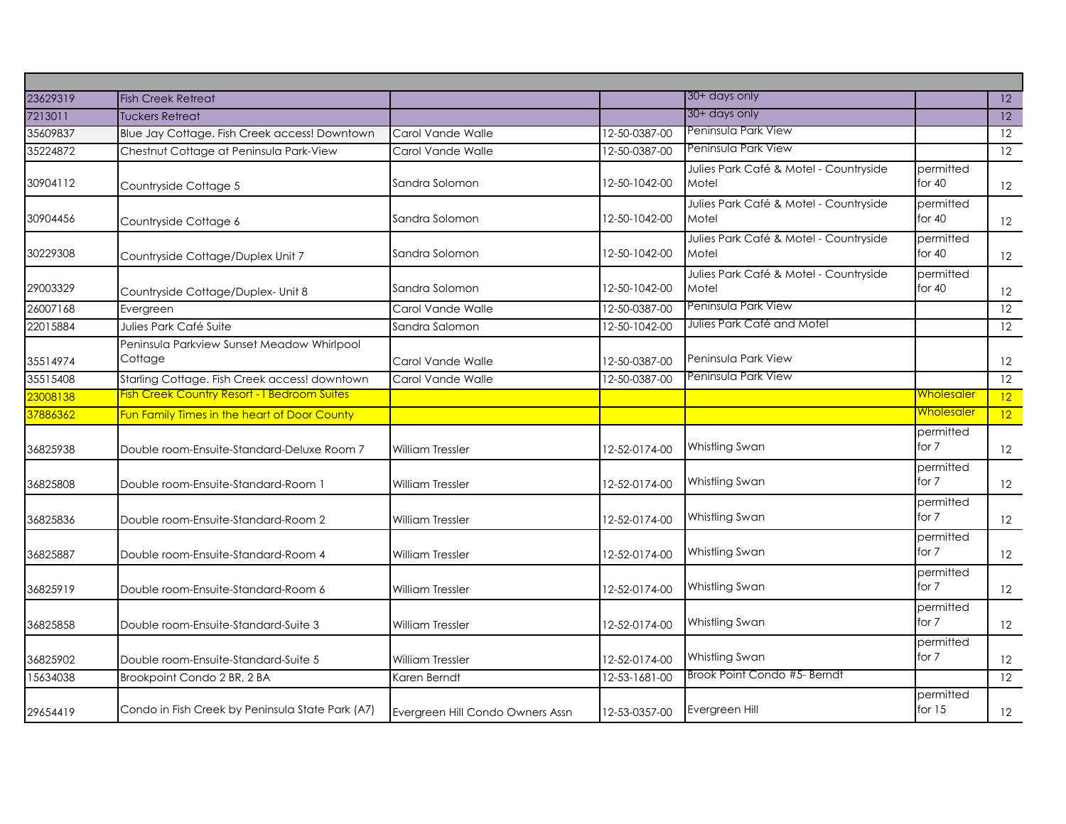| | | | | | | |
|---|---|---|---|---|---|---|
| 23629319 | Fish Creek Retreat | | | 30+ days only | | 12 |
| 7213011 | Tuckers Retreat | | | 30+ days only | | 12 |
| 35609837 | Blue Jay Cottage. Fish Creek access! Downtown | Carol Vande Walle | 12-50-0387-00 | Peninsula Park View | | 12 |
| 35224872 | Chestnut Cottage at Peninsula Park-View | Carol Vande Walle | 12-50-0387-00 | Peninsula Park View | | 12 |
| 30904112 | Countryside Cottage 5 | Sandra Solomon | 12-50-1042-00 | Julies Park Café & Motel - Countryside Motel | permitted for 40 | 12 |
| 30904456 | Countryside Cottage 6 | Sandra Solomon | 12-50-1042-00 | Julies Park Café & Motel - Countryside Motel | permitted for 40 | 12 |
| 30229308 | Countryside Cottage/Duplex Unit 7 | Sandra Solomon | 12-50-1042-00 | Julies Park Café & Motel - Countryside Motel | permitted for 40 | 12 |
| 29003329 | Countryside Cottage/Duplex- Unit 8 | Sandra Solomon | 12-50-1042-00 | Julies Park Café & Motel - Countryside Motel | permitted for 40 | 12 |
| 26007168 | Evergreen | Carol Vande Walle | 12-50-0387-00 | Peninsula Park View | | 12 |
| 22015884 | Julies Park Café Suite | Sandra Salomon | 12-50-1042-00 | Julies Park Café and Motel | | 12 |
| 35514974 | Peninsula Parkview Sunset Meadow Whirlpool Cottage | Carol Vande Walle | 12-50-0387-00 | Peninsula Park View | | 12 |
| 35515408 | Starling Cottage. Fish Creek access! downtown | Carol Vande Walle | 12-50-0387-00 | Peninsula Park View | | 12 |
| 23008138 | Fish Creek Country Resort - I Bedroom Suites | | | | Wholesaler | 12 |
| 37886362 | Fun Family Times in the heart of Door County | | | | Wholesaler | 12 |
| 36825938 | Double room-Ensuite-Standard-Deluxe Room 7 | William Tressler | 12-52-0174-00 | Whistling Swan | permitted for 7 | 12 |
| 36825808 | Double room-Ensuite-Standard-Room 1 | William Tressler | 12-52-0174-00 | Whistling Swan | permitted for 7 | 12 |
| 36825836 | Double room-Ensuite-Standard-Room 2 | William Tressler | 12-52-0174-00 | Whistling Swan | permitted for 7 | 12 |
| 36825887 | Double room-Ensuite-Standard-Room 4 | William Tressler | 12-52-0174-00 | Whistling Swan | permitted for 7 | 12 |
| 36825919 | Double room-Ensuite-Standard-Room 6 | William Tressler | 12-52-0174-00 | Whistling Swan | permitted for 7 | 12 |
| 36825858 | Double room-Ensuite-Standard-Suite 3 | William Tressler | 12-52-0174-00 | Whistling Swan | permitted for 7 | 12 |
| 36825902 | Double room-Ensuite-Standard-Suite 5 | William Tressler | 12-52-0174-00 | Whistling Swan | permitted for 7 | 12 |
| 15634038 | Brookpoint Condo 2 BR, 2 BA | Karen Berndt | 12-53-1681-00 | Brook Point Condo #5- Berndt | | 12 |
| 29654419 | Condo in Fish Creek by Peninsula State Park (A7) | Evergreen Hill Condo Owners Assn | 12-53-0357-00 | Evergreen Hill | permitted for 15 | 12 |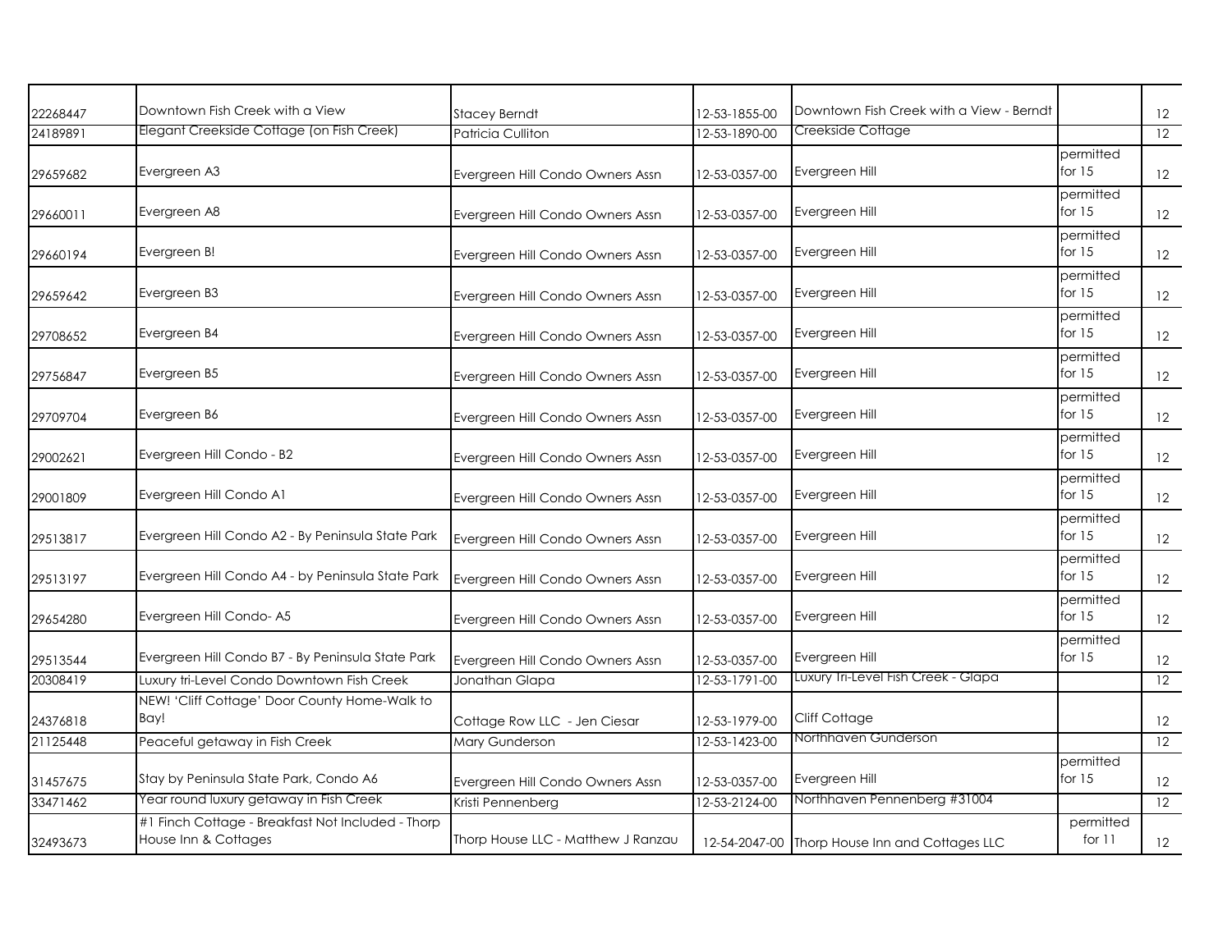| | | | | | | |
|---|---|---|---|---|---|---|
| 22268447 | Downtown Fish Creek with a View | Stacey Berndt | 12-53-1855-00 | Downtown Fish Creek with a View - Berndt | | 12 |
| 24189891 | Elegant Creekside Cottage (on Fish Creek) | Patricia Culliton | 12-53-1890-00 | Creekside Cottage | | 12 |
| 29659682 | Evergreen A3 | Evergreen Hill Condo Owners Assn | 12-53-0357-00 | Evergreen Hill | permitted for 15 | 12 |
| 29660011 | Evergreen A8 | Evergreen Hill Condo Owners Assn | 12-53-0357-00 | Evergreen Hill | permitted for 15 | 12 |
| 29660194 | Evergreen B! | Evergreen Hill Condo Owners Assn | 12-53-0357-00 | Evergreen Hill | permitted for 15 | 12 |
| 29659642 | Evergreen B3 | Evergreen Hill Condo Owners Assn | 12-53-0357-00 | Evergreen Hill | permitted for 15 | 12 |
| 29708652 | Evergreen B4 | Evergreen Hill Condo Owners Assn | 12-53-0357-00 | Evergreen Hill | permitted for 15 | 12 |
| 29756847 | Evergreen B5 | Evergreen Hill Condo Owners Assn | 12-53-0357-00 | Evergreen Hill | permitted for 15 | 12 |
| 29709704 | Evergreen B6 | Evergreen Hill Condo Owners Assn | 12-53-0357-00 | Evergreen Hill | permitted for 15 | 12 |
| 29002621 | Evergreen Hill Condo - B2 | Evergreen Hill Condo Owners Assn | 12-53-0357-00 | Evergreen Hill | permitted for 15 | 12 |
| 29001809 | Evergreen Hill Condo A1 | Evergreen Hill Condo Owners Assn | 12-53-0357-00 | Evergreen Hill | permitted for 15 | 12 |
| 29513817 | Evergreen Hill Condo A2 - By Peninsula State Park | Evergreen Hill Condo Owners Assn | 12-53-0357-00 | Evergreen Hill | permitted for 15 | 12 |
| 29513197 | Evergreen Hill Condo A4 - by Peninsula State Park | Evergreen Hill Condo Owners Assn | 12-53-0357-00 | Evergreen Hill | permitted for 15 | 12 |
| 29654280 | Evergreen Hill Condo- A5 | Evergreen Hill Condo Owners Assn | 12-53-0357-00 | Evergreen Hill | permitted for 15 | 12 |
| 29513544 | Evergreen Hill Condo B7 - By Peninsula State Park | Evergreen Hill Condo Owners Assn | 12-53-0357-00 | Evergreen Hill | permitted for 15 | 12 |
| 20308419 | Luxury tri-Level Condo Downtown Fish Creek | Jonathan Glapa | 12-53-1791-00 | Luxury Tri-Level Fish Creek - Glapa | | 12 |
| 24376818 | NEW! 'Cliff Cottage' Door County Home-Walk to Bay! | Cottage Row LLC - Jen Ciesar | 12-53-1979-00 | Cliff Cottage | | 12 |
| 21125448 | Peaceful getaway in Fish Creek | Mary Gunderson | 12-53-1423-00 | Northhaven Gunderson | | 12 |
| 31457675 | Stay by Peninsula State Park, Condo A6 | Evergreen Hill Condo Owners Assn | 12-53-0357-00 | Evergreen Hill | permitted for 15 | 12 |
| 33471462 | Year round luxury getaway in Fish Creek | Kristi Pennenberg | 12-53-2124-00 | Northhaven Pennenberg #31004 | | 12 |
| 32493673 | #1 Finch Cottage - Breakfast Not Included - Thorp House Inn & Cottages | Thorp House LLC - Matthew J Ranzau | 12-54-2047-00 | Thorp House Inn and Cottages LLC | permitted for 11 | 12 |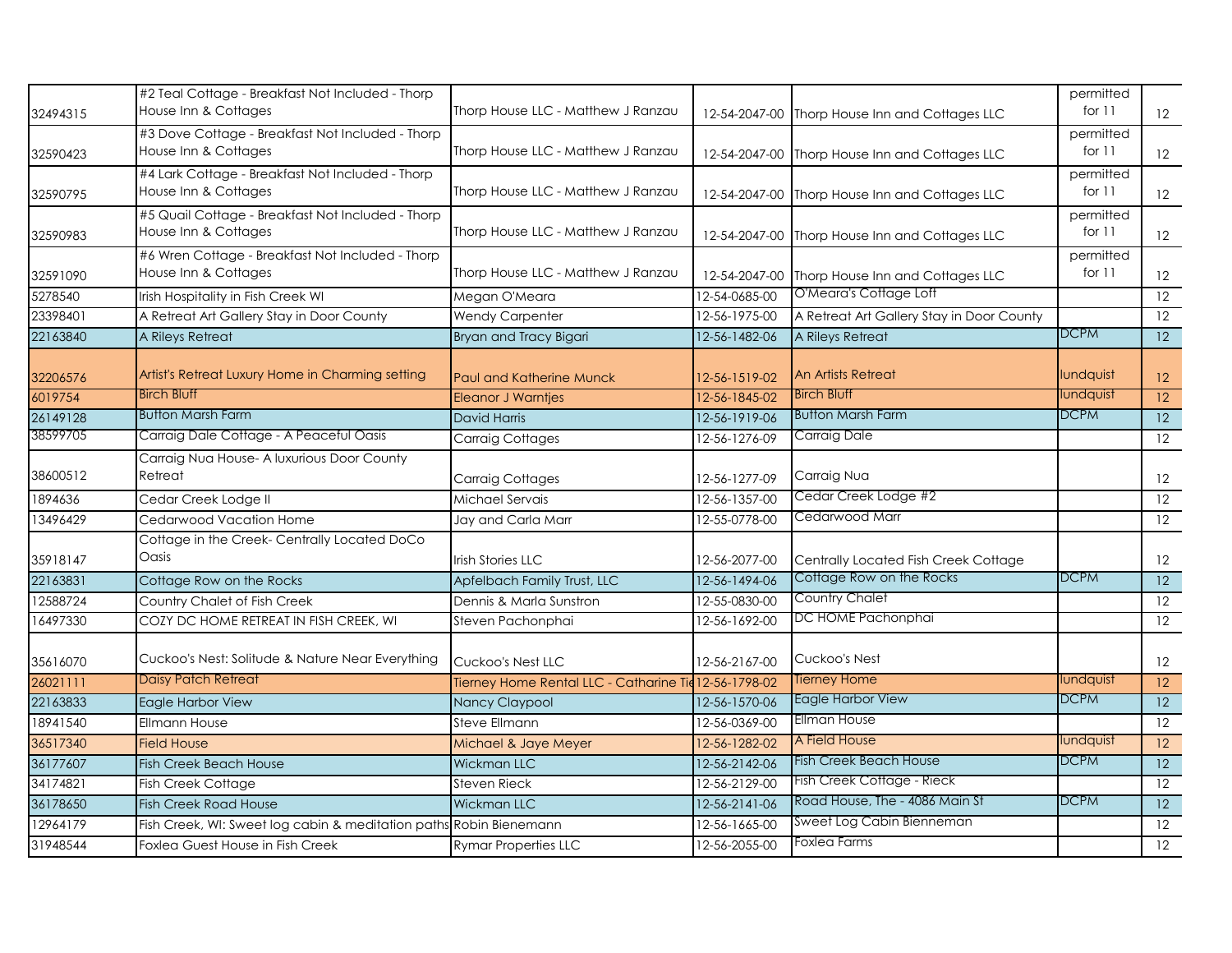| | | | | | | |
|---|---|---|---|---|---|---|
| 32494315 | #2 Teal Cottage - Breakfast Not Included - Thorp House Inn & Cottages | Thorp House LLC - Matthew J Ranzau | 12-54-2047-00 | Thorp House Inn and Cottages LLC | permitted for 11 | 12 |
| 32590423 | #3 Dove Cottage - Breakfast Not Included - Thorp House Inn & Cottages | Thorp House LLC - Matthew J Ranzau | 12-54-2047-00 | Thorp House Inn and Cottages LLC | permitted for 11 | 12 |
| 32590795 | #4 Lark Cottage - Breakfast Not Included - Thorp House Inn & Cottages | Thorp House LLC - Matthew J Ranzau | 12-54-2047-00 | Thorp House Inn and Cottages LLC | permitted for 11 | 12 |
| 32590983 | #5 Quail Cottage - Breakfast Not Included - Thorp House Inn & Cottages | Thorp House LLC - Matthew J Ranzau | 12-54-2047-00 | Thorp House Inn and Cottages LLC | permitted for 11 | 12 |
| 32591090 | #6 Wren Cottage - Breakfast Not Included - Thorp House Inn & Cottages | Thorp House LLC - Matthew J Ranzau | 12-54-2047-00 | Thorp House Inn and Cottages LLC | permitted for 11 | 12 |
| 5278540 | Irish Hospitality in Fish Creek WI | Megan O'Meara | 12-54-0685-00 | O'Meara's Cottage Loft | | 12 |
| 23398401 | A Retreat Art Gallery Stay in Door County | Wendy Carpenter | 12-56-1975-00 | A Retreat Art Gallery Stay in Door County | | 12 |
| 22163840 | A Rileys Retreat | Bryan and Tracy Bigari | 12-56-1482-06 | A Rileys Retreat | DCPM | 12 |
| 32206576 | Artist's Retreat Luxury Home in Charming setting | Paul and Katherine Munck | 12-56-1519-02 | An Artists Retreat | lundquist | 12 |
| 6019754 | Birch Bluff | Eleanor J Warntjes | 12-56-1845-02 | Birch Bluff | lundquist | 12 |
| 26149128 | Button Marsh Farm | David Harris | 12-56-1919-06 | Button Marsh Farm | DCPM | 12 |
| 38599705 | Carraig Dale Cottage - A Peaceful Oasis | Carraig Cottages | 12-56-1276-09 | Carraig Dale | | 12 |
| 38600512 | Carraig Nua House- A luxurious Door County Retreat | Carraig Cottages | 12-56-1277-09 | Carraig Nua | | 12 |
| 1894636 | Cedar Creek Lodge II | Michael Servais | 12-56-1357-00 | Cedar Creek Lodge #2 | | 12 |
| 13496429 | Cedarwood Vacation Home | Jay and Carla Marr | 12-55-0778-00 | Cedarwood Marr | | 12 |
| 35918147 | Cottage in the Creek- Centrally Located DoCo Oasis | Irish Stories LLC | 12-56-2077-00 | Centrally Located Fish Creek Cottage | | 12 |
| 22163831 | Cottage Row on the Rocks | Apfelbach Family Trust, LLC | 12-56-1494-06 | Cottage Row on the Rocks | DCPM | 12 |
| 12588724 | Country Chalet of Fish Creek | Dennis & Marla Sunstron | 12-55-0830-00 | Country Chalet | | 12 |
| 16497330 | COZY DC HOME RETREAT IN FISH CREEK, WI | Steven Pachonphai | 12-56-1692-00 | DC HOME Pachonphai | | 12 |
| 35616070 | Cuckoo's Nest: Solitude & Nature Near Everything | Cuckoo's Nest LLC | 12-56-2167-00 | Cuckoo's Nest | | 12 |
| 26021111 | Daisy Patch Retreat | Tierney Home Rental LLC - Catharine Tie | 12-56-1798-02 | Tierney Home | lundquist | 12 |
| 22163833 | Eagle Harbor View | Nancy Claypool | 12-56-1570-06 | Eagle Harbor View | DCPM | 12 |
| 18941540 | Ellmann House | Steve Ellmann | 12-56-0369-00 | Ellman House | | 12 |
| 36517340 | Field House | Michael & Jaye Meyer | 12-56-1282-02 | A Field House | lundquist | 12 |
| 36177607 | Fish Creek Beach House | Wickman LLC | 12-56-2142-06 | Fish Creek Beach House | DCPM | 12 |
| 34174821 | Fish Creek Cottage | Steven Rieck | 12-56-2129-00 | Fish Creek Cottage - Rieck | | 12 |
| 36178650 | Fish Creek Road House | Wickman LLC | 12-56-2141-06 | Road House, The - 4086 Main St | DCPM | 12 |
| 12964179 | Fish Creek, WI: Sweet log cabin & meditation paths | Robin Bienemann | 12-56-1665-00 | Sweet Log Cabin Bienneman | | 12 |
| 31948544 | Foxlea Guest House in Fish Creek | Rymar Properties LLC | 12-56-2055-00 | Foxlea Farms | | 12 |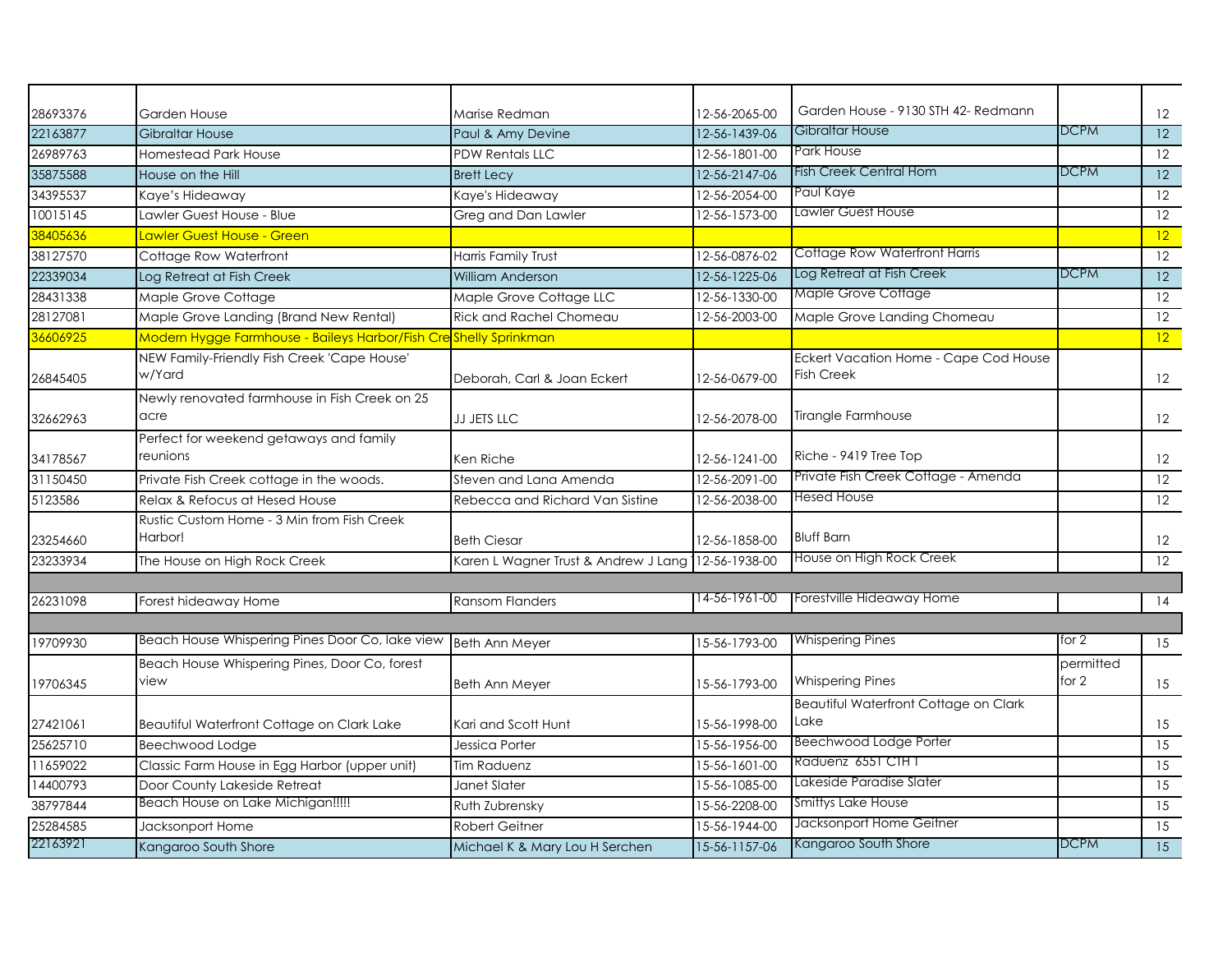| | | | | | | |
|---|---|---|---|---|---|---|
| 28693376 | Garden House | Marise Redman | 12-56-2065-00 | Garden House - 9130 STH 42- Redmann | | 12 |
| 22163877 | Gibraltar House | Paul & Amy Devine | 12-56-1439-06 | Gibraltar House | DCPM | 12 |
| 26989763 | Homestead Park House | PDW Rentals LLC | 12-56-1801-00 | Park House | | 12 |
| 35875588 | House on the Hill | Brett Lecy | 12-56-2147-06 | Fish Creek Central Hom | DCPM | 12 |
| 34395537 | Kaye's Hideaway | Kaye's Hideaway | 12-56-2054-00 | Paul Kaye | | 12 |
| 10015145 | Lawler Guest House - Blue | Greg and Dan Lawler | 12-56-1573-00 | Lawler Guest House | | 12 |
| 38405636 | Lawler Guest House - Green | | | | | 12 |
| 38127570 | Cottage Row Waterfront | Harris Family Trust | 12-56-0876-02 | Cottage Row Waterfront Harris | | 12 |
| 22339034 | Log Retreat at Fish Creek | William Anderson | 12-56-1225-06 | Log Retreat at Fish Creek | DCPM | 12 |
| 28431338 | Maple Grove Cottage | Maple Grove Cottage LLC | 12-56-1330-00 | Maple Grove Cottage | | 12 |
| 28127081 | Maple Grove Landing (Brand New Rental) | Rick and Rachel Chomeau | 12-56-2003-00 | Maple Grove Landing Chomeau | | 12 |
| 36606925 | Modern Hygge Farmhouse - Baileys Harbor/Fish Cre | Shelly Sprinkman | | | | 12 |
| 26845405 | NEW Family-Friendly Fish Creek 'Cape House' w/Yard | Deborah, Carl & Joan Eckert | 12-56-0679-00 | Eckert Vacation Home - Cape Cod House Fish Creek | | 12 |
| 32662963 | Newly renovated farmhouse in Fish Creek on 25 acre | JJ JETS LLC | 12-56-2078-00 | Tirangle Farmhouse | | 12 |
| 34178567 | Perfect for weekend getaways and family reunions | Ken Riche | 12-56-1241-00 | Riche - 9419 Tree Top | | 12 |
| 31150450 | Private Fish Creek cottage in the woods. | Steven and Lana Amenda | 12-56-2091-00 | Private Fish Creek Cottage - Amenda | | 12 |
| 5123586 | Relax & Refocus at Hesed House | Rebecca and Richard Van Sistine | 12-56-2038-00 | Hesed House | | 12 |
| 23254660 | Rustic Custom Home - 3 Min from Fish Creek Harbor! | Beth Ciesar | 12-56-1858-00 | Bluff Barn | | 12 |
| 23233934 | The House on High Rock Creek | Karen L Wagner Trust & Andrew J Lang | 12-56-1938-00 | House on High Rock Creek | | 12 |
| | | | | | | |
| 26231098 | Forest hideaway Home | Ransom Flanders | 14-56-1961-00 | Forestville Hideaway Home | | 14 |
| | | | | | | |
| 19709930 | Beach House Whispering Pines Door Co, lake view | Beth Ann Meyer | 15-56-1793-00 | Whispering Pines | for 2 | 15 |
| 19706345 | Beach House Whispering Pines, Door Co, forest view | Beth Ann Meyer | 15-56-1793-00 | Whispering Pines | permitted for 2 | 15 |
| 27421061 | Beautiful Waterfront Cottage on Clark Lake | Kari and Scott Hunt | 15-56-1998-00 | Beautiful Waterfront Cottage on Clark Lake | | 15 |
| 25625710 | Beechwood Lodge | Jessica Porter | 15-56-1956-00 | Beechwood Lodge Porter | | 15 |
| 11659022 | Classic Farm House in Egg Harbor (upper unit) | Tim Raduenz | 15-56-1601-00 | Raduenz 6551 CTH T | | 15 |
| 14400793 | Door County Lakeside Retreat | Janet Slater | 15-56-1085-00 | Lakeside Paradise Slater | | 15 |
| 38797844 | Beach House on Lake Michigan!!!!! | Ruth Zubrensky | 15-56-2208-00 | Smittys Lake House | | 15 |
| 25284585 | Jacksonport Home | Robert Geitner | 15-56-1944-00 | Jacksonport Home Geitner | | 15 |
| 22163921 | Kangaroo South Shore | Michael K & Mary Lou H Serchen | 15-56-1157-06 | Kangaroo South Shore | DCPM | 15 |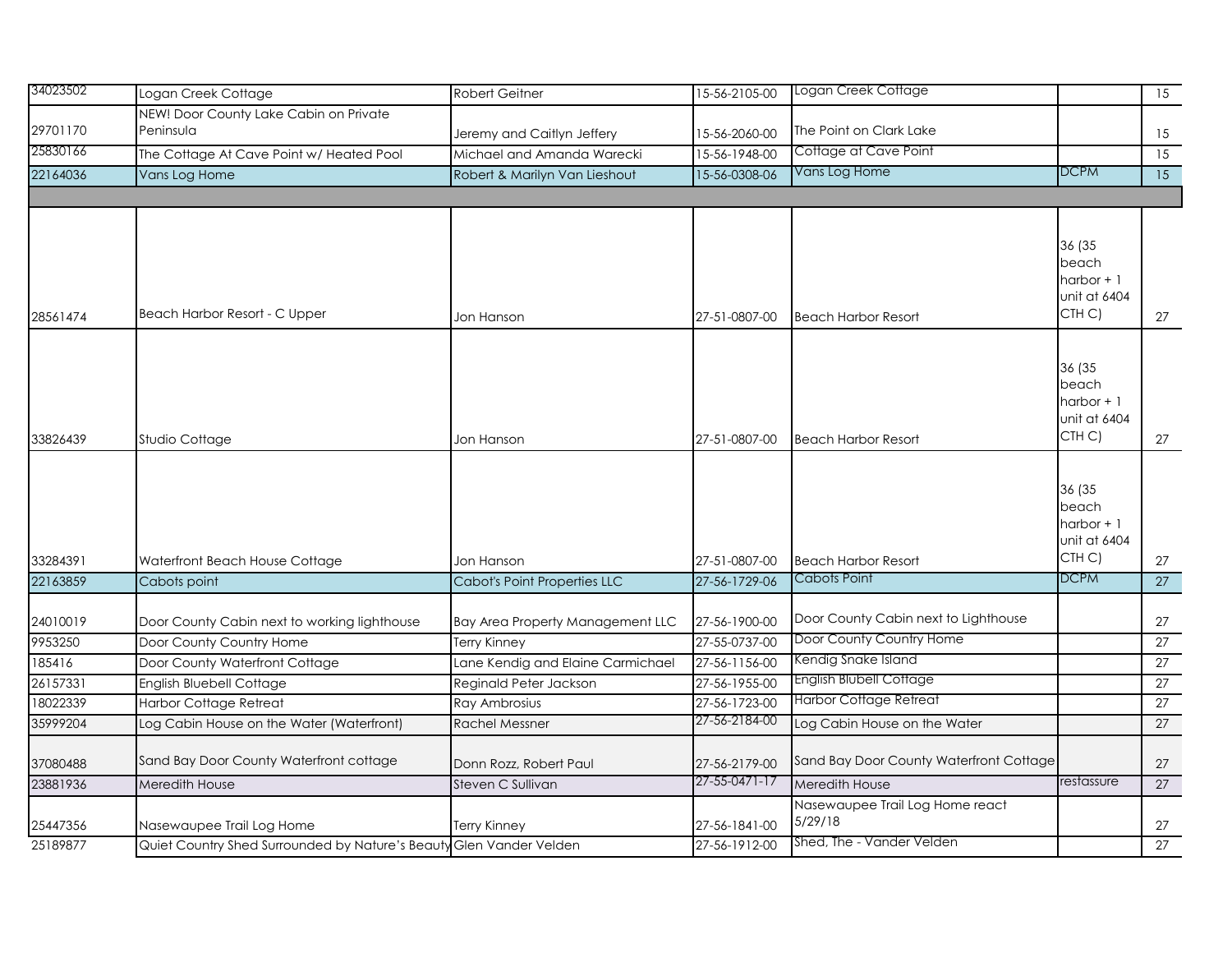| | | | | | | |
|---|---|---|---|---|---|---|
| 34023502 | Logan Creek Cottage | Robert Geitner | 15-56-2105-00 | Logan Creek Cottage | | 15 |
| 29701170 | NEW! Door County Lake Cabin on Private Peninsula | Jeremy and Caitlyn Jeffery | 15-56-2060-00 | The Point on Clark Lake | | 15 |
| 25830166 | The Cottage At Cave Point w/ Heated Pool | Michael and Amanda Warecki | 15-56-1948-00 | Cottage at Cave Point | | 15 |
| 22164036 | Vans Log Home | Robert & Marilyn Van Lieshout | 15-56-0308-06 | Vans Log Home | DCPM | 15 |
| | | | | | | |
| 28561474 | Beach Harbor Resort - C Upper | Jon Hanson | 27-51-0807-00 | Beach Harbor Resort | 36 (35 beach harbor + 1 unit at 6404 CTH C) | 27 |
| 33826439 | Studio Cottage | Jon Hanson | 27-51-0807-00 | Beach Harbor Resort | 36 (35 beach harbor + 1 unit at 6404 CTH C) | 27 |
| 33284391 | Waterfront Beach House Cottage | Jon Hanson | 27-51-0807-00 | Beach Harbor Resort | 36 (35 beach harbor + 1 unit at 6404 CTH C) | 27 |
| 22163859 | Cabots point | Cabot's Point Properties LLC | 27-56-1729-06 | Cabots Point | DCPM | 27 |
| 24010019 | Door County Cabin next to working lighthouse | Bay Area Property Management LLC | 27-56-1900-00 | Door County Cabin next to Lighthouse | | 27 |
| 9953250 | Door County Country Home | Terry Kinney | 27-55-0737-00 | Door County Country Home | | 27 |
| 185416 | Door County Waterfront Cottage | Lane Kendig and Elaine Carmichael | 27-56-1156-00 | Kendig Snake Island | | 27 |
| 26157331 | English Bluebell Cottage | Reginald Peter Jackson | 27-56-1955-00 | English Blubell Cottage | | 27 |
| 18022339 | Harbor Cottage Retreat | Ray Ambrosius | 27-56-1723-00 | Harbor Cottage Retreat | | 27 |
| 35999204 | Log Cabin House on the Water (Waterfront) | Rachel Messner | 27-56-2184-00 | Log Cabin House on the Water | | 27 |
| 37080488 | Sand Bay Door County Waterfront cottage | Donn Rozz, Robert Paul | 27-56-2179-00 | Sand Bay Door County Waterfront Cottage | | 27 |
| 23881936 | Meredith House | Steven C Sullivan | 27-55-0471-17 | Meredith House | restassure | 27 |
| 25447356 | Nasewaupee Trail Log Home | Terry Kinney | 27-56-1841-00 | Nasewaupee Trail Log Home react 5/29/18 | | 27 |
| 25189877 | Quiet Country Shed Surrounded by Nature's Beauty | Glen Vander Velden | 27-56-1912-00 | Shed, The - Vander Velden | | 27 |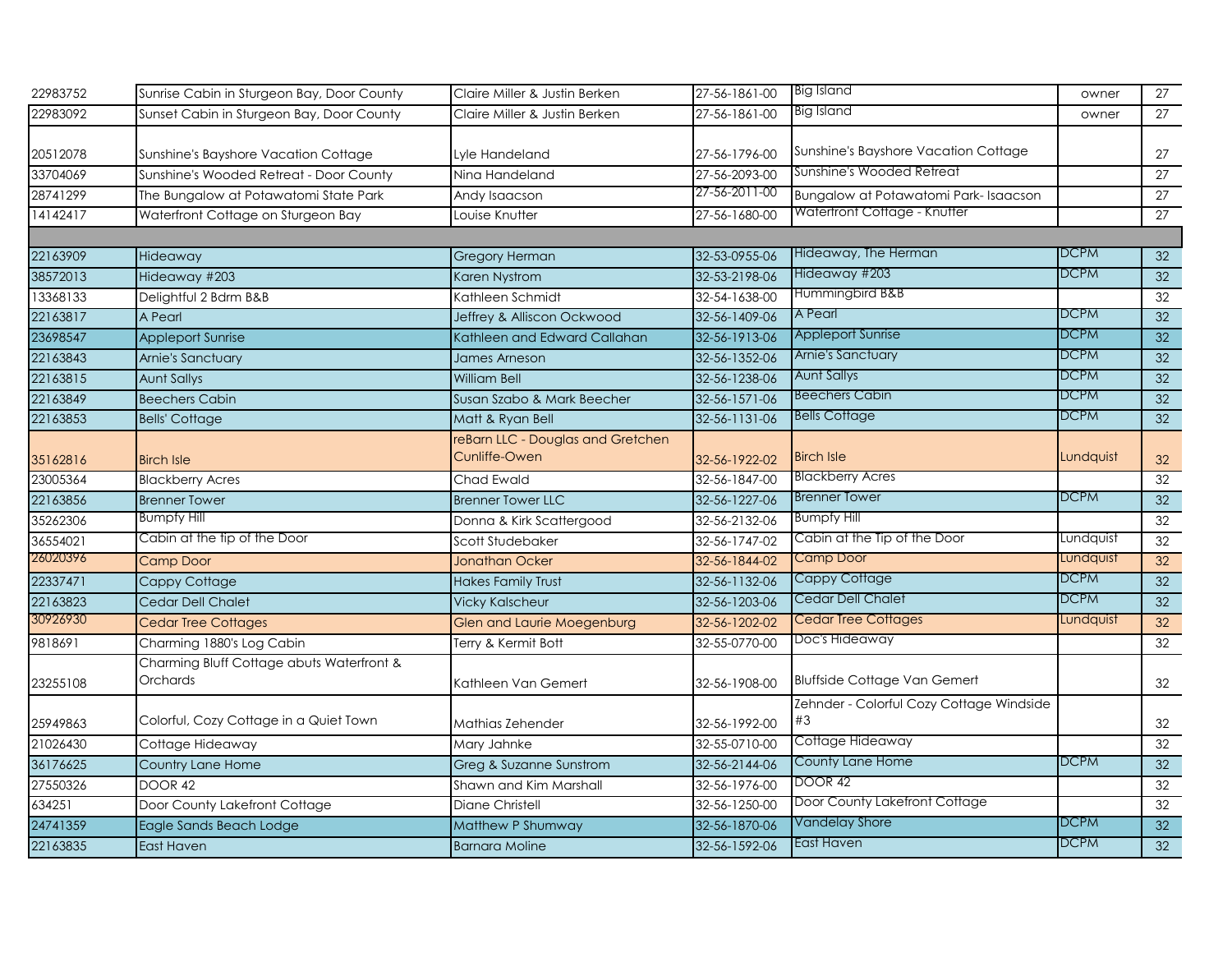| | | | | | | |
|---|---|---|---|---|---|---|
| 22983752 | Sunrise Cabin in Sturgeon Bay, Door County | Claire Miller & Justin Berken | 27-56-1861-00 | Big Island | owner | 27 |
| 22983092 | Sunset Cabin in Sturgeon Bay, Door County | Claire Miller & Justin Berken | 27-56-1861-00 | Big Island | owner | 27 |
| 20512078 | Sunshine's Bayshore Vacation Cottage | Lyle Handeland | 27-56-1796-00 | Sunshine's Bayshore Vacation Cottage | | 27 |
| 33704069 | Sunshine's Wooded Retreat - Door County | Nina Handeland | 27-56-2093-00 | Sunshine's Wooded Retreat | | 27 |
| 28741299 | The Bungalow at Potawatomi State Park | Andy Isaacson | 27-56-2011-00 | Bungalow at Potawatomi Park- Isaacson | | 27 |
| 14142417 | Waterfront Cottage on Sturgeon Bay | Louise Knutter | 27-56-1680-00 | Waterfront Cottage - Knutter | | 27 |
| | | | | | | |
| 22163909 | Hideaway | Gregory Herman | 32-53-0955-06 | Hideaway, The Herman | DCPM | 32 |
| 38572013 | Hideaway #203 | Karen Nystrom | 32-53-2198-06 | Hideaway #203 | DCPM | 32 |
| 13368133 | Delightful 2 Bdrm B&B | Kathleen Schmidt | 32-54-1638-00 | Hummingbird B&B | | 32 |
| 22163817 | A Pearl | Jeffrey & Alliscon Ockwood | 32-56-1409-06 | A Pearl | DCPM | 32 |
| 23698547 | Appleport Sunrise | Kathleen and Edward Callahan | 32-56-1913-06 | Appleport Sunrise | DCPM | 32 |
| 22163843 | Arnie's Sanctuary | James Arneson | 32-56-1352-06 | Arnie's Sanctuary | DCPM | 32 |
| 22163815 | Aunt Sallys | William Bell | 32-56-1238-06 | Aunt Sallys | DCPM | 32 |
| 22163849 | Beechers Cabin | Susan Szabo & Mark Beecher | 32-56-1571-06 | Beechers Cabin | DCPM | 32 |
| 22163853 | Bells' Cottage | Matt & Ryan Bell | 32-56-1131-06 | Bells Cottage | DCPM | 32 |
| 35162816 | Birch Isle | reBarn LLC - Douglas and Gretchen Cunliffe-Owen | 32-56-1922-02 | Birch Isle | Lundquist | 32 |
| 23005364 | Blackberry Acres | Chad Ewald | 32-56-1847-00 | Blackberry Acres | | 32 |
| 22163856 | Brenner Tower | Brenner Tower LLC | 32-56-1227-06 | Brenner Tower | DCPM | 32 |
| 35262306 | Bumpfy Hill | Donna & Kirk Scattergood | 32-56-2132-06 | Bumpfy Hill | | 32 |
| 36554021 | Cabin at the tip of the Door | Scott Studebaker | 32-56-1747-02 | Cabin at the Tip of the Door | Lundquist | 32 |
| 26020396 | Camp Door | Jonathan Ocker | 32-56-1844-02 | Camp Door | Lundquist | 32 |
| 22337471 | Cappy Cottage | Hakes Family Trust | 32-56-1132-06 | Cappy Cottage | DCPM | 32 |
| 22163823 | Cedar Dell Chalet | Vicky Kalscheur | 32-56-1203-06 | Cedar Dell Chalet | DCPM | 32 |
| 30926930 | Cedar Tree Cottages | Glen and Laurie Moegenburg | 32-56-1202-02 | Cedar Tree Cottages | Lundquist | 32 |
| 9818691 | Charming 1880's Log Cabin | Terry & Kermit Bott | 32-55-0770-00 | Doc's Hideaway | | 32 |
| 23255108 | Charming Bluff Cottage abuts Waterfront & Orchards | Kathleen Van Gemert | 32-56-1908-00 | Bluffside Cottage Van Gemert | | 32 |
| 25949863 | Colorful, Cozy Cottage in a Quiet Town | Mathias Zehender | 32-56-1992-00 | Zehnder - Colorful Cozy Cottage Windside #3 | | 32 |
| 21026430 | Cottage Hideaway | Mary Jahnke | 32-55-0710-00 | Cottage Hideaway | | 32 |
| 36176625 | Country Lane Home | Greg & Suzanne Sunstrom | 32-56-2144-06 | County Lane Home | DCPM | 32 |
| 27550326 | DOOR 42 | Shawn and Kim Marshall | 32-56-1976-00 | DOOR 42 | | 32 |
| 634251 | Door County Lakefront Cottage | Diane Christell | 32-56-1250-00 | Door County Lakefront Cottage | | 32 |
| 24741359 | Eagle Sands Beach Lodge | Matthew P Shumway | 32-56-1870-06 | Vandelay Shore | DCPM | 32 |
| 22163835 | East Haven | Barnara Moline | 32-56-1592-06 | East Haven | DCPM | 32 |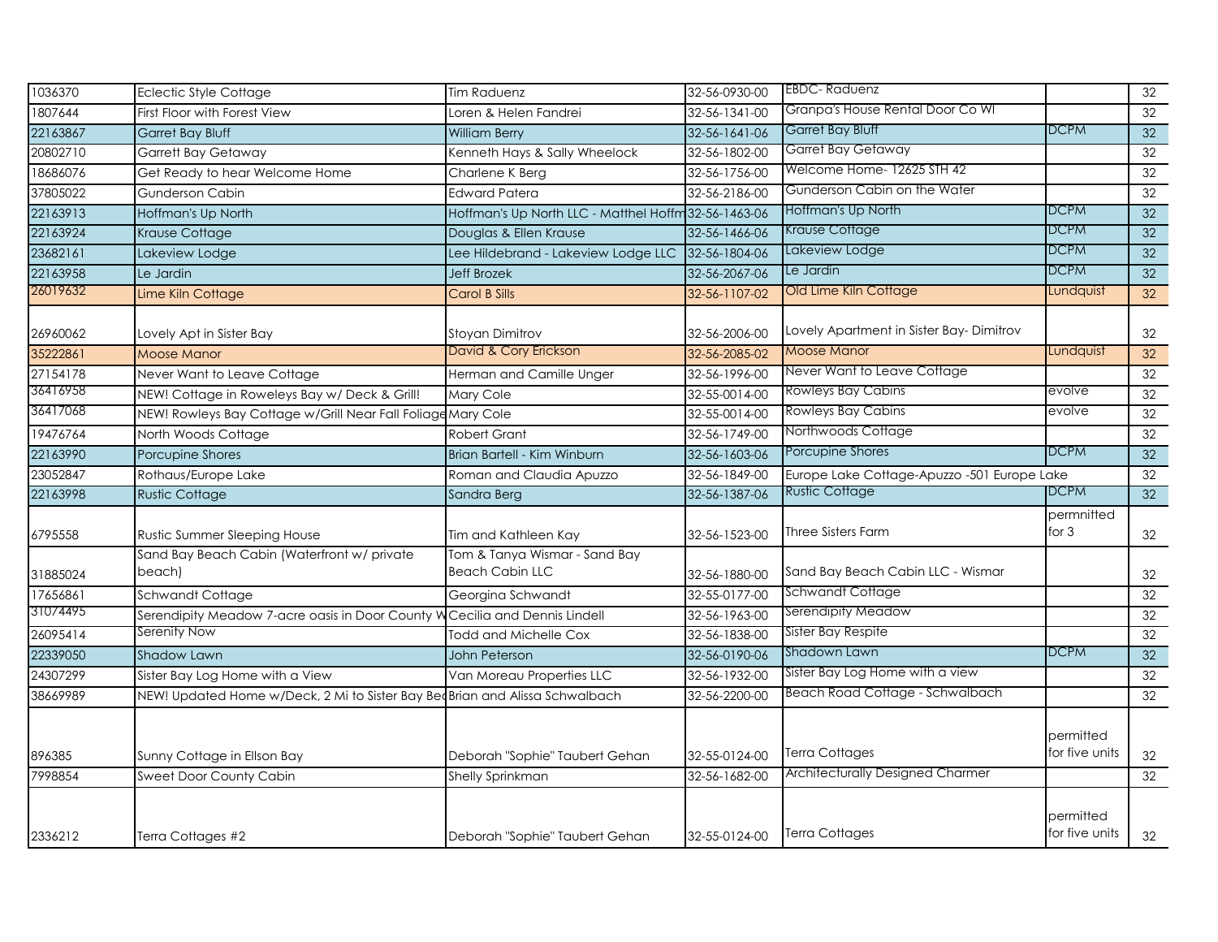| | | | | | | |
|---|---|---|---|---|---|---|
| 1036370 | Eclectic Style Cottage | Tim Raduenz | 32-56-0930-00 | EBDC- Raduenz | | 32 |
| 1807644 | First Floor with Forest View | Loren & Helen Fandrei | 32-56-1341-00 | Granpa's House Rental Door Co WI | | 32 |
| 22163867 | Garret Bay Bluff | William Berry | 32-56-1641-06 | Garret Bay Bluff | DCPM | 32 |
| 20802710 | Garrett Bay Getaway | Kenneth Hays & Sally Wheelock | 32-56-1802-00 | Garret Bay Getaway | | 32 |
| 18686076 | Get Ready to hear Welcome Home | Charlene K Berg | 32-56-1756-00 | Welcome Home- 12625 STH 42 | | 32 |
| 37805022 | Gunderson Cabin | Edward Patera | 32-56-2186-00 | Gunderson Cabin on the Water | | 32 |
| 22163913 | Hoffman's Up North | Hoffman's Up North LLC - Matthel Hoffm | 32-56-1463-06 | Hoffman's Up North | DCPM | 32 |
| 22163924 | Krause Cottage | Douglas & Ellen Krause | 32-56-1466-06 | Krause Cottage | DCPM | 32 |
| 23682161 | Lakeview Lodge | Lee Hildebrand - Lakeview Lodge LLC | 32-56-1804-06 | Lakeview Lodge | DCPM | 32 |
| 22163958 | Le Jardin | Jeff Brozek | 32-56-2067-06 | Le Jardin | DCPM | 32 |
| 26019632 | Lime Kiln Cottage | Carol B Sills | 32-56-1107-02 | Old Lime Kiln Cottage | Lundquist | 32 |
| 26960062 | Lovely Apt in Sister Bay | Stoyan Dimitrov | 32-56-2006-00 | Lovely Apartment in Sister Bay- Dimitrov | | 32 |
| 35222861 | Moose Manor | David & Cory Erickson | 32-56-2085-02 | Moose Manor | Lundquist | 32 |
| 27154178 | Never Want to Leave Cottage | Herman and Camille Unger | 32-56-1996-00 | Never Want to Leave Cottage | | 32 |
| 36416958 | NEW! Cottage in Roweleys Bay w/ Deck & Grill! | Mary Cole | 32-55-0014-00 | Rowleys Bay Cabins | evolve | 32 |
| 36417068 | NEW! Rowleys Bay Cottage w/Grill Near Fall Foliage | Mary Cole | 32-55-0014-00 | Rowleys Bay Cabins | evolve | 32 |
| 19476764 | North Woods Cottage | Robert Grant | 32-56-1749-00 | Northwoods Cottage | | 32 |
| 22163990 | Porcupine Shores | Brian Bartell - Kim Winburn | 32-56-1603-06 | Porcupine Shores | DCPM | 32 |
| 23052847 | Rothaus/Europe Lake | Roman and Claudia Apuzzo | 32-56-1849-00 | Europe Lake Cottage-Apuzzo -501 Europe Lake | | 32 |
| 22163998 | Rustic Cottage | Sandra Berg | 32-56-1387-06 | Rustic Cottage | DCPM | 32 |
| 6795558 | Rustic Summer Sleeping House | Tim and Kathleen Kay | 32-56-1523-00 | Three Sisters Farm | permnitted for 3 | 32 |
| 31885024 | Sand Bay Beach Cabin (Waterfront w/ private beach) | Tom & Tanya Wismar - Sand Bay Beach Cabin LLC | 32-56-1880-00 | Sand Bay Beach Cabin LLC - Wismar | | 32 |
| 17656861 | Schwandt Cottage | Georgina Schwandt | 32-55-0177-00 | Schwandt Cottage | | 32 |
| 31074495 | Serendipity Meadow 7-acre oasis in Door County W | Cecilia and Dennis Lindell | 32-56-1963-00 | Serendipity Meadow | | 32 |
| 26095414 | Serenity Now | Todd and Michelle Cox | 32-56-1838-00 | Sister Bay Respite | | 32 |
| 22339050 | Shadow Lawn | John Peterson | 32-56-0190-06 | Shadown Lawn | DCPM | 32 |
| 24307299 | Sister Bay Log Home with a View | Van Moreau Properties LLC | 32-56-1932-00 | Sister Bay Log Home with a view | | 32 |
| 38669989 | NEW! Updated Home w/Deck, 2 Mi to Sister Bay Bea | Brian and Alissa Schwalbach | 32-56-2200-00 | Beach Road Cottage - Schwalbach | | 32 |
| 896385 | Sunny Cottage in Ellson Bay | Deborah "Sophie" Taubert Gehan | 32-55-0124-00 | Terra Cottages | permitted for five units | 32 |
| 7998854 | Sweet Door County Cabin | Shelly Sprinkman | 32-56-1682-00 | Architecturally Designed Charmer | | 32 |
| 2336212 | Terra Cottages #2 | Deborah "Sophie" Taubert Gehan | 32-55-0124-00 | Terra Cottages | permitted for five units | 32 |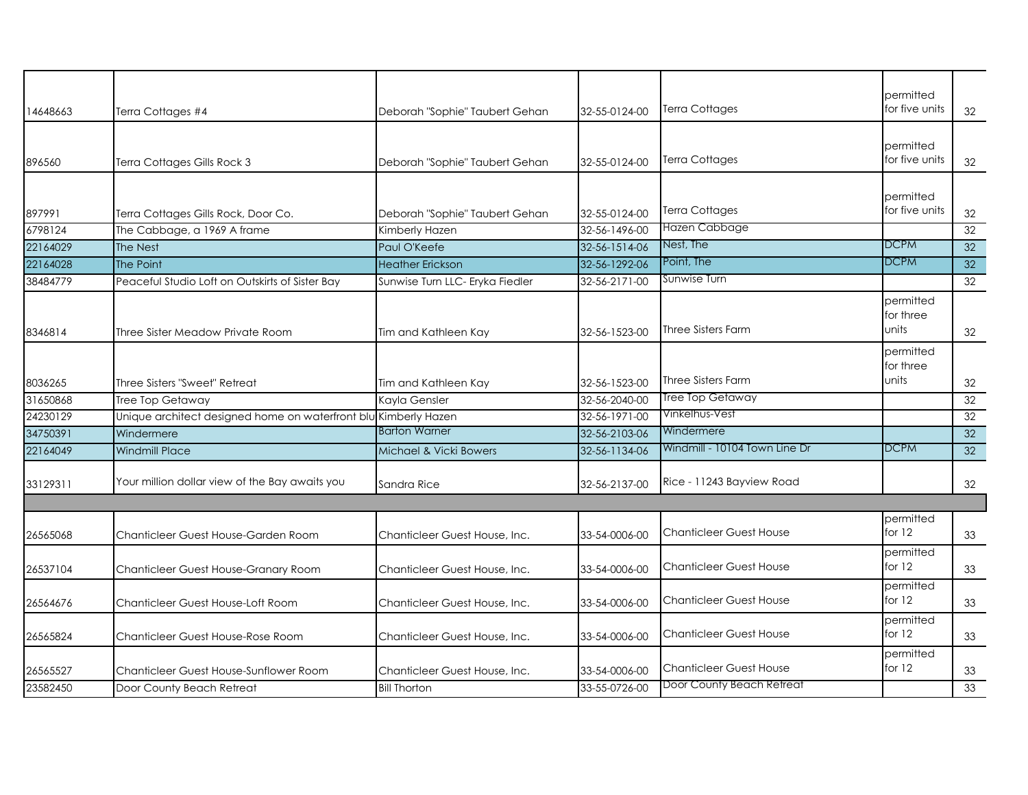| | | | | | | |
|---|---|---|---|---|---|---|
| 14648663 | Terra Cottages #4 | Deborah "Sophie" Taubert Gehan | 32-55-0124-00 | Terra Cottages | permitted for five units | 32 |
| 896560 | Terra Cottages Gills Rock 3 | Deborah "Sophie" Taubert Gehan | 32-55-0124-00 | Terra Cottages | permitted for five units | 32 |
| 897991 | Terra Cottages Gills Rock, Door Co. | Deborah "Sophie" Taubert Gehan | 32-55-0124-00 | Terra Cottages | permitted for five units | 32 |
| 6798124 | The Cabbage, a 1969 A frame | Kimberly Hazen | 32-56-1496-00 | Hazen Cabbage | | 32 |
| 22164029 | The Nest | Paul O'Keefe | 32-56-1514-06 | Nest, The | DCPM | 32 |
| 22164028 | The Point | Heather Erickson | 32-56-1292-06 | Point, The | DCPM | 32 |
| 38484779 | Peaceful Studio Loft on Outskirts of Sister Bay | Sunwise Turn LLC- Eryka Fiedler | 32-56-2171-00 | Sunwise Turn | | 32 |
| 8346814 | Three Sister Meadow Private Room | Tim and Kathleen Kay | 32-56-1523-00 | Three Sisters Farm | permitted for three units | 32 |
| 8036265 | Three Sisters "Sweet" Retreat | Tim and Kathleen Kay | 32-56-1523-00 | Three Sisters Farm | permitted for three units | 32 |
| 31650868 | Tree Top Getaway | Kayla Gensler | 32-56-2040-00 | Tree Top Getaway | | 32 |
| 24230129 | Unique architect designed home on waterfront blu | Kimberly Hazen | 32-56-1971-00 | Vinkelhus-Vest | | 32 |
| 34750391 | Windermere | Barton Warner | 32-56-2103-06 | Windermere | | 32 |
| 22164049 | Windmill Place | Michael & Vicki Bowers | 32-56-1134-06 | Windmill - 10104 Town Line Dr | DCPM | 32 |
| 33129311 | Your million dollar view of the Bay awaits you | Sandra Rice | 32-56-2137-00 | Rice - 11243 Bayview Road | | 32 |
| | | | | | | |
| 26565068 | Chanticleer Guest House-Garden Room | Chanticleer Guest House, Inc. | 33-54-0006-00 | Chanticleer Guest House | permitted for 12 | 33 |
| 26537104 | Chanticleer Guest House-Granary Room | Chanticleer Guest House, Inc. | 33-54-0006-00 | Chanticleer Guest House | permitted for 12 | 33 |
| 26564676 | Chanticleer Guest House-Loft Room | Chanticleer Guest House, Inc. | 33-54-0006-00 | Chanticleer Guest House | permitted for 12 | 33 |
| 26565824 | Chanticleer Guest House-Rose Room | Chanticleer Guest House, Inc. | 33-54-0006-00 | Chanticleer Guest House | permitted for 12 | 33 |
| 26565527 | Chanticleer Guest House-Sunflower Room | Chanticleer Guest House, Inc. | 33-54-0006-00 | Chanticleer Guest House | permitted for 12 | 33 |
| 23582450 | Door County Beach Retreat | Bill Thorton | 33-55-0726-00 | Door County Beach Retreat | | 33 |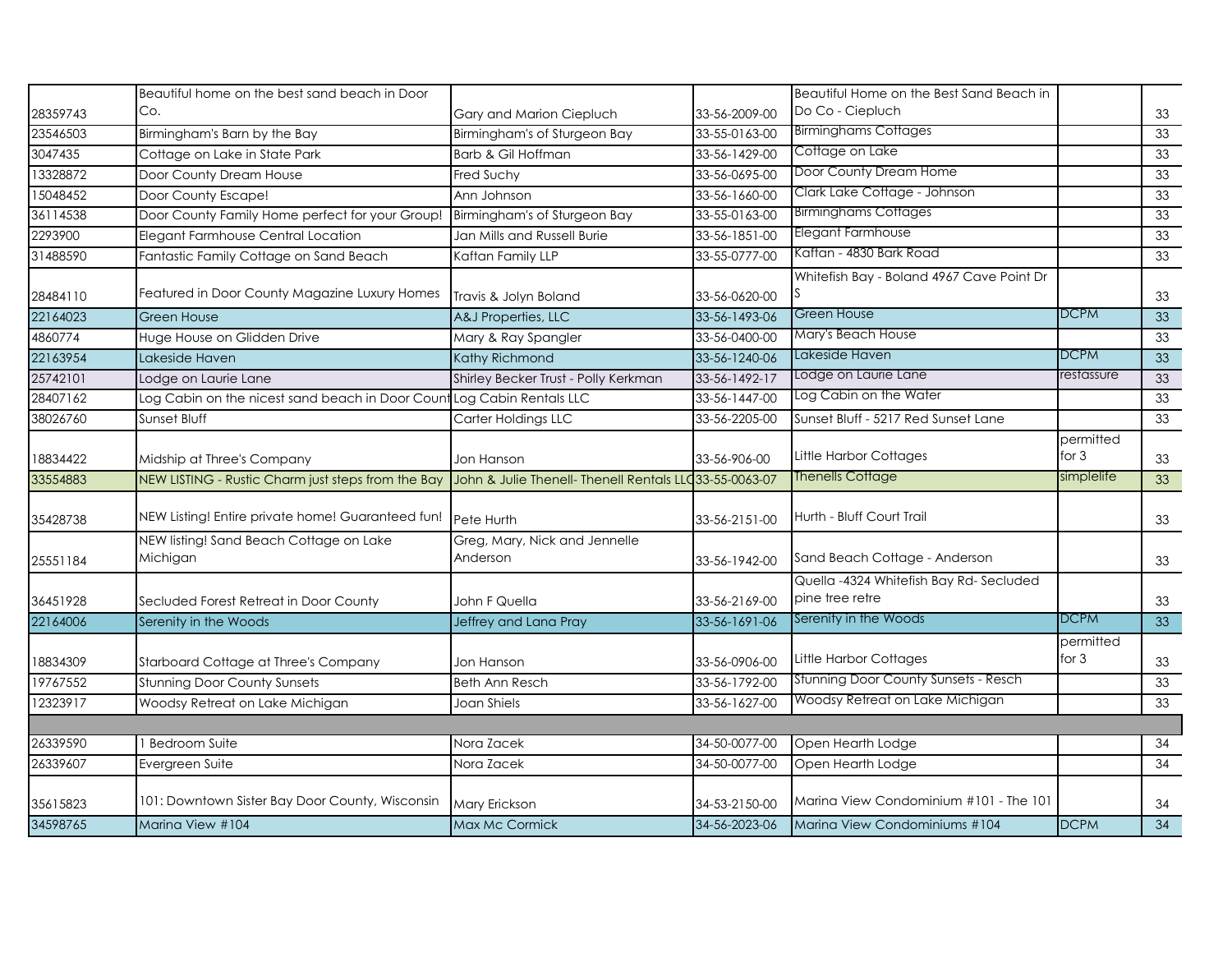| | | | | | | |
|---|---|---|---|---|---|---|
| 28359743 | Beautiful home on the best sand beach in Door Co. | Gary and Marion Ciepluch | 33-56-2009-00 | Beautiful Home on the Best Sand Beach in Do Co - Ciepluch | | 33 |
| 23546503 | Birmingham's Barn by the Bay | Birmingham's of Sturgeon Bay | 33-55-0163-00 | Birminghams Cottages | | 33 |
| 3047435 | Cottage on Lake in State Park | Barb & Gil Hoffman | 33-56-1429-00 | Cottage on Lake | | 33 |
| 13328872 | Door County Dream House | Fred Suchy | 33-56-0695-00 | Door County Dream Home | | 33 |
| 15048452 | Door County Escape! | Ann Johnson | 33-56-1660-00 | Clark Lake Cottage - Johnson | | 33 |
| 36114538 | Door County Family Home perfect for your Group! | Birmingham's of Sturgeon Bay | 33-55-0163-00 | Birminghams Cottages | | 33 |
| 2293900 | Elegant Farmhouse Central Location | Jan Mills and Russell Burie | 33-56-1851-00 | Elegant Farmhouse | | 33 |
| 31488590 | Fantastic Family Cottage on Sand Beach | Kaftan Family LLP | 33-55-0777-00 | Kaftan - 4830 Bark Road | | 33 |
| 28484110 | Featured in Door County Magazine Luxury Homes | Travis & Jolyn Boland | 33-56-0620-00 | Whitefish Bay - Boland 4967 Cave Point Dr S | | 33 |
| 22164023 | Green House | A&J Properties, LLC | 33-56-1493-06 | Green House | DCPM | 33 |
| 4860774 | Huge House on Glidden Drive | Mary & Ray Spangler | 33-56-0400-00 | Mary's Beach House | | 33 |
| 22163954 | Lakeside Haven | Kathy Richmond | 33-56-1240-06 | Lakeside Haven | DCPM | 33 |
| 25742101 | Lodge on Laurie Lane | Shirley Becker Trust - Polly Kerkman | 33-56-1492-17 | Lodge on Laurie Lane | restassure | 33 |
| 28407162 | Log Cabin on the nicest sand beach in Door Count | Log Cabin Rentals LLC | 33-56-1447-00 | Log Cabin on the Water | | 33 |
| 38026760 | Sunset Bluff | Carter Holdings LLC | 33-56-2205-00 | Sunset Bluff - 5217 Red Sunset Lane | | 33 |
| 18834422 | Midship at Three's Company | Jon Hanson | 33-56-906-00 | Little Harbor Cottages | permitted for 3 | 33 |
| 33554883 | NEW LISTING - Rustic Charm just steps from the Bay | John & Julie Thenell- Thenell Rentals LLC | 33-55-0063-07 | Thenells Cottage | simplelife | 33 |
| 35428738 | NEW Listing! Entire private home! Guaranteed fun! | Pete Hurth | 33-56-2151-00 | Hurth - Bluff Court Trail | | 33 |
| 25551184 | NEW listing! Sand Beach Cottage on Lake Michigan | Greg, Mary, Nick and Jennelle Anderson | 33-56-1942-00 | Sand Beach Cottage - Anderson | | 33 |
| 36451928 | Secluded Forest Retreat in Door County | John F Quella | 33-56-2169-00 | Quella -4324 Whitefish Bay Rd- Secluded pine tree retre | | 33 |
| 22164006 | Serenity in the Woods | Jeffrey and Lana Pray | 33-56-1691-06 | Serenity in the Woods | DCPM | 33 |
| 18834309 | Starboard Cottage at Three's Company | Jon Hanson | 33-56-0906-00 | Little Harbor Cottages | permitted for 3 | 33 |
| 19767552 | Stunning Door County Sunsets | Beth Ann Resch | 33-56-1792-00 | Stunning Door County Sunsets - Resch | | 33 |
| 12323917 | Woodsy Retreat on Lake Michigan | Joan Shiels | 33-56-1627-00 | Woodsy Retreat on Lake Michigan | | 33 |
| | | | | | | |
| 26339590 | 1 Bedroom Suite | Nora Zacek | 34-50-0077-00 | Open Hearth Lodge | | 34 |
| 26339607 | Evergreen Suite | Nora Zacek | 34-50-0077-00 | Open Hearth Lodge | | 34 |
| 35615823 | 101: Downtown Sister Bay Door County, Wisconsin | Mary Erickson | 34-53-2150-00 | Marina View Condominium #101 - The 101 | | 34 |
| 34598765 | Marina View #104 | Max Mc Cormick | 34-56-2023-06 | Marina View Condominiums #104 | DCPM | 34 |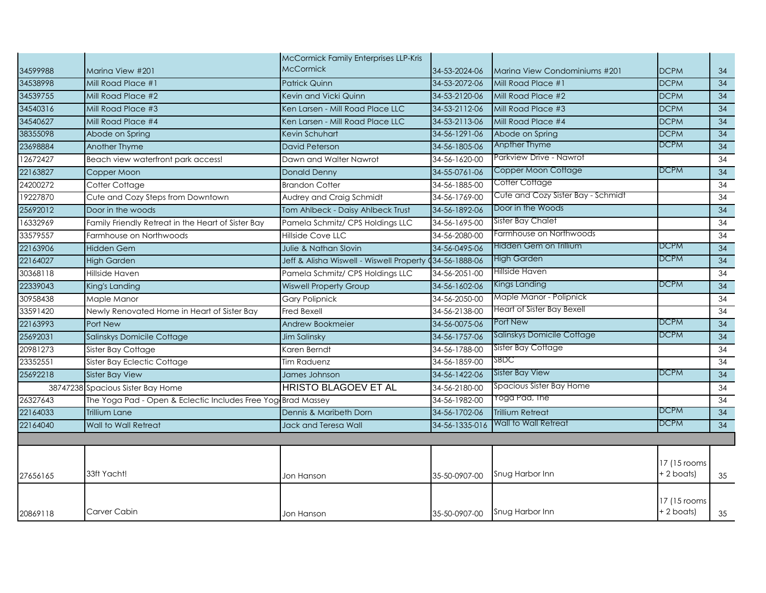| | | | | | | |
|---|---|---|---|---|---|---|
| 34599988 | Marina View #201 | McCormick Family Enterprises LLP-Kris McCormick | 34-53-2024-06 | Marina View Condominiums #201 | DCPM | 34 |
| 34538998 | Mill Road Place #1 | Patrick Quinn | 34-53-2072-06 | Mill Road Place #1 | DCPM | 34 |
| 34539755 | Mill Road Place #2 | Kevin and Vicki Quinn | 34-53-2120-06 | Mill Road Place #2 | DCPM | 34 |
| 34540316 | Mill Road Place #3 | Ken Larsen - Mill Road Place LLC | 34-53-2112-06 | Mill Road Place #3 | DCPM | 34 |
| 34540627 | Mill Road Place #4 | Ken Larsen - Mill Road Place LLC | 34-53-2113-06 | Mill Road Place #4 | DCPM | 34 |
| 38355098 | Abode on Spring | Kevin Schuhart | 34-56-1291-06 | Abode on Spring | DCPM | 34 |
| 23698884 | Another Thyme | David Peterson | 34-56-1805-06 | Anpther Thyme | DCPM | 34 |
| 12672427 | Beach view waterfront park access! | Dawn and Walter Nawrot | 34-56-1620-00 | Parkview Drive - Nawrot | | 34 |
| 22163827 | Copper Moon | Donald Denny | 34-55-0761-06 | Copper Moon Cottage | DCPM | 34 |
| 24200272 | Cotter Cottage | Brandon Cotter | 34-56-1885-00 | Cotter Cottage | | 34 |
| 19227870 | Cute and Cozy Steps from Downtown | Audrey and Craig Schmidt | 34-56-1769-00 | Cute and Cozy Sister Bay - Schmidt | | 34 |
| 25692012 | Door in the woods | Tom Ahlbeck - Daisy Ahlbeck Trust | 34-56-1892-06 | Door in the Woods | | 34 |
| 16332969 | Family Friendly Retreat in the Heart of Sister Bay | Pamela Schmitz/ CPS Holdings LLC | 34-56-1695-00 | Sister Bay Chalet | | 34 |
| 33579557 | Farmhouse on Northwoods | Hillside Cove LLC | 34-56-2080-00 | Farmhouse on Northwoods | | 34 |
| 22163906 | Hidden Gem | Julie & Nathan Slovin | 34-56-0495-06 | Hidden Gem on Trillium | DCPM | 34 |
| 22164027 | High Garden | Jeff & Alisha Wiswell - Wiswell Property ( | 34-56-1888-06 | High Garden | DCPM | 34 |
| 30368118 | Hillside Haven | Pamela Schmitz/ CPS Holdings LLC | 34-56-2051-00 | Hillside Haven | | 34 |
| 22339043 | King's Landing | Wiswell Property Group | 34-56-1602-06 | Kings Landing | DCPM | 34 |
| 30958438 | Maple Manor | Gary Polipnick | 34-56-2050-00 | Maple Manor - Polipnick | | 34 |
| 33591420 | Newly Renovated Home in Heart of Sister Bay | Fred Bexell | 34-56-2138-00 | Heart of Sister Bay Bexell | | 34 |
| 22163993 | Port New | Andrew Bookmeier | 34-56-0075-06 | Port New | DCPM | 34 |
| 25692031 | Salinskys Domicile Cottage | Jim Salinsky | 34-56-1757-06 | Salinskys Domicile Cottage | DCPM | 34 |
| 20981273 | Sister Bay Cottage | Karen Berndt | 34-56-1788-00 | Sister Bay Cottage | | 34 |
| 23352551 | Sister Bay Eclectic Cottage | Tim Raduenz | 34-56-1859-00 | SBDC | | 34 |
| 25692218 | Sister Bay View | James Johnson | 34-56-1422-06 | Sister Bay View | DCPM | 34 |
| 38747238 | Spacious Sister Bay Home | HRISTO BLAGOEV ET AL | 34-56-2180-00 | Spacious Sister Bay Home | | 34 |
| 26327643 | The Yoga Pad - Open & Eclectic Includes Free Yog | Brad Massey | 34-56-1982-00 | Yoga Pad, The | | 34 |
| 22164033 | Trillium Lane | Dennis & Maribeth Dorn | 34-56-1702-06 | Trillium Retreat | DCPM | 34 |
| 22164040 | Wall to Wall Retreat | Jack and Teresa Wall | 34-56-1335-016 | Wall to Wall Retreat | DCPM | 34 |
| | | | | | | |
| 27656165 | 33ft Yacht! | Jon Hanson | 35-50-0907-00 | Snug Harbor Inn | 17 (15 rooms + 2 boats) | 35 |
| 20869118 | Carver Cabin | Jon Hanson | 35-50-0907-00 | Snug Harbor Inn | 17 (15 rooms + 2 boats) | 35 |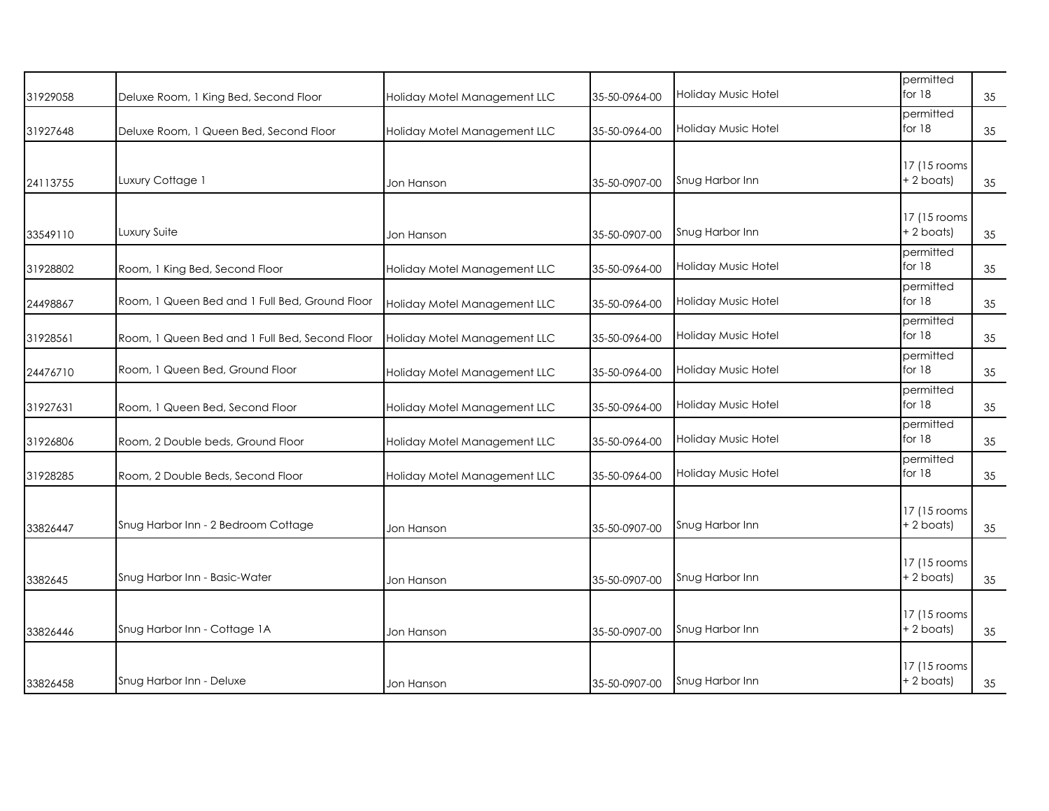| | | | | | | |
|---|---|---|---|---|---|---|
| 31929058 | Deluxe Room, 1 King Bed, Second Floor | Holiday Motel Management LLC | 35-50-0964-00 | Holiday Music Hotel | permitted for 18 | 35 |
| 31927648 | Deluxe Room, 1 Queen Bed, Second Floor | Holiday Motel Management LLC | 35-50-0964-00 | Holiday Music Hotel | permitted for 18 | 35 |
| 24113755 | Luxury Cottage 1 | Jon Hanson | 35-50-0907-00 | Snug Harbor Inn | 17 (15 rooms + 2 boats) | 35 |
| 33549110 | Luxury Suite | Jon Hanson | 35-50-0907-00 | Snug Harbor Inn | 17 (15 rooms + 2 boats) | 35 |
| 31928802 | Room, 1 King Bed, Second Floor | Holiday Motel Management LLC | 35-50-0964-00 | Holiday Music Hotel | permitted for 18 | 35 |
| 24498867 | Room, 1 Queen Bed and 1 Full Bed, Ground Floor | Holiday Motel Management LLC | 35-50-0964-00 | Holiday Music Hotel | permitted for 18 | 35 |
| 31928561 | Room, 1 Queen Bed and 1 Full Bed, Second Floor | Holiday Motel Management LLC | 35-50-0964-00 | Holiday Music Hotel | permitted for 18 | 35 |
| 24476710 | Room, 1 Queen Bed, Ground Floor | Holiday Motel Management LLC | 35-50-0964-00 | Holiday Music Hotel | permitted for 18 | 35 |
| 31927631 | Room, 1 Queen Bed, Second Floor | Holiday Motel Management LLC | 35-50-0964-00 | Holiday Music Hotel | permitted for 18 | 35 |
| 31926806 | Room, 2 Double beds, Ground Floor | Holiday Motel Management LLC | 35-50-0964-00 | Holiday Music Hotel | permitted for 18 | 35 |
| 31928285 | Room, 2 Double Beds, Second Floor | Holiday Motel Management LLC | 35-50-0964-00 | Holiday Music Hotel | permitted for 18 | 35 |
| 33826447 | Snug Harbor Inn - 2 Bedroom Cottage | Jon Hanson | 35-50-0907-00 | Snug Harbor Inn | 17 (15 rooms + 2 boats) | 35 |
| 3382645 | Snug Harbor Inn - Basic-Water | Jon Hanson | 35-50-0907-00 | Snug Harbor Inn | 17 (15 rooms + 2 boats) | 35 |
| 33826446 | Snug Harbor Inn - Cottage 1A | Jon Hanson | 35-50-0907-00 | Snug Harbor Inn | 17 (15 rooms + 2 boats) | 35 |
| 33826458 | Snug Harbor Inn - Deluxe | Jon Hanson | 35-50-0907-00 | Snug Harbor Inn | 17 (15 rooms + 2 boats) | 35 |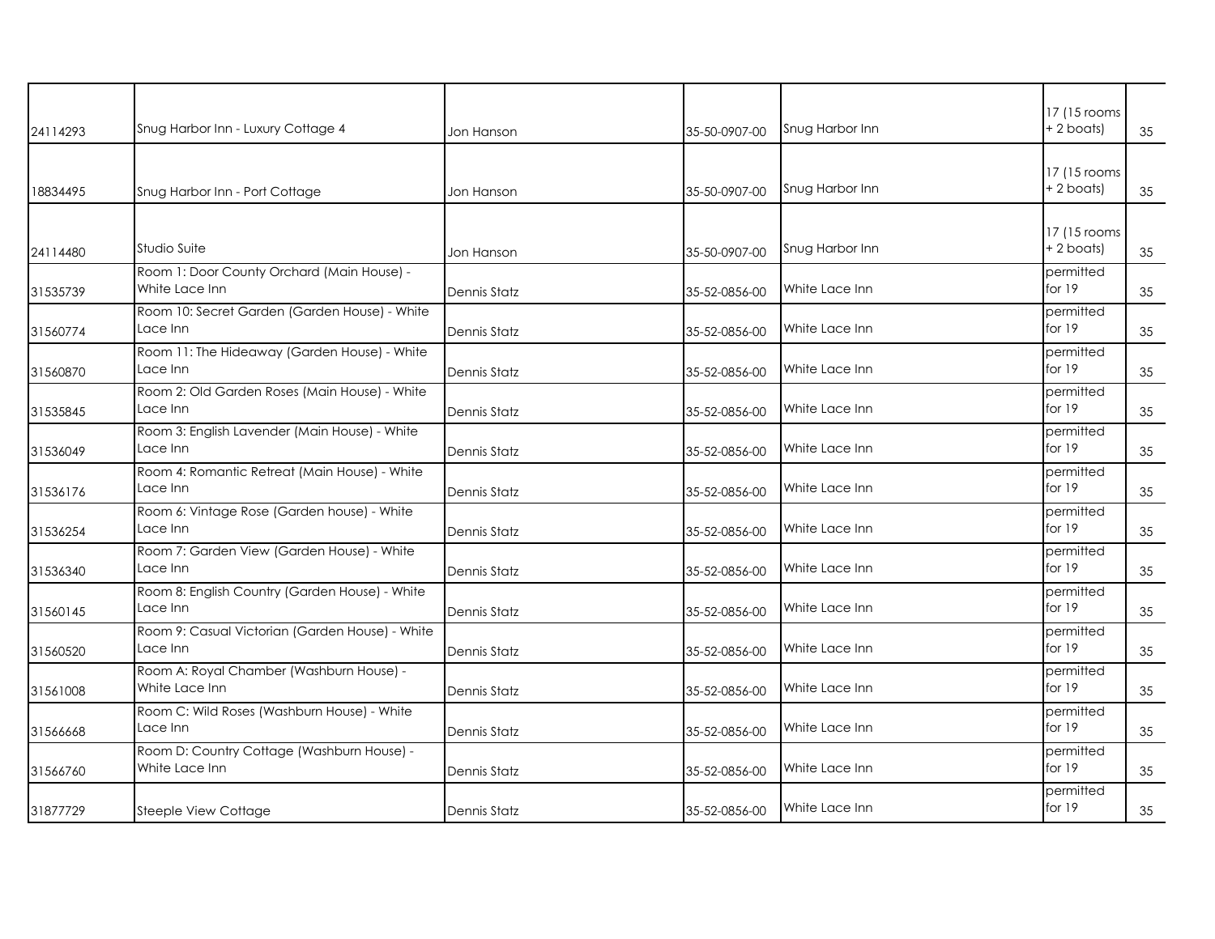| | | | | | | |
|---|---|---|---|---|---|---|
| 24114293 | Snug Harbor Inn - Luxury Cottage 4 | Jon Hanson | 35-50-0907-00 | Snug Harbor Inn | 17 (15 rooms + 2 boats) | 35 |
| 18834495 | Snug Harbor Inn - Port Cottage | Jon Hanson | 35-50-0907-00 | Snug Harbor Inn | 17 (15 rooms + 2 boats) | 35 |
| 24114480 | Studio Suite | Jon Hanson | 35-50-0907-00 | Snug Harbor Inn | 17 (15 rooms + 2 boats) | 35 |
| 31535739 | Room 1: Door County Orchard (Main House) - White Lace Inn | Dennis Statz | 35-52-0856-00 | White Lace Inn | permitted for 19 | 35 |
| 31560774 | Room 10: Secret Garden (Garden House) - White Lace Inn | Dennis Statz | 35-52-0856-00 | White Lace Inn | permitted for 19 | 35 |
| 31560870 | Room 11: The Hideaway (Garden House) - White Lace Inn | Dennis Statz | 35-52-0856-00 | White Lace Inn | permitted for 19 | 35 |
| 31535845 | Room 2: Old Garden Roses (Main House) - White Lace Inn | Dennis Statz | 35-52-0856-00 | White Lace Inn | permitted for 19 | 35 |
| 31536049 | Room 3: English Lavender (Main House) - White Lace Inn | Dennis Statz | 35-52-0856-00 | White Lace Inn | permitted for 19 | 35 |
| 31536176 | Room 4: Romantic Retreat (Main House) - White Lace Inn | Dennis Statz | 35-52-0856-00 | White Lace Inn | permitted for 19 | 35 |
| 31536254 | Room 6: Vintage Rose (Garden house) - White Lace Inn | Dennis Statz | 35-52-0856-00 | White Lace Inn | permitted for 19 | 35 |
| 31536340 | Room 7: Garden View (Garden House) - White Lace Inn | Dennis Statz | 35-52-0856-00 | White Lace Inn | permitted for 19 | 35 |
| 31560145 | Room 8: English Country (Garden House) - White Lace Inn | Dennis Statz | 35-52-0856-00 | White Lace Inn | permitted for 19 | 35 |
| 31560520 | Room 9: Casual Victorian (Garden House) - White Lace Inn | Dennis Statz | 35-52-0856-00 | White Lace Inn | permitted for 19 | 35 |
| 31561008 | Room A: Royal Chamber (Washburn House) - White Lace Inn | Dennis Statz | 35-52-0856-00 | White Lace Inn | permitted for 19 | 35 |
| 31566668 | Room C: Wild Roses (Washburn House) - White Lace Inn | Dennis Statz | 35-52-0856-00 | White Lace Inn | permitted for 19 | 35 |
| 31566760 | Room D: Country Cottage (Washburn House) - White Lace Inn | Dennis Statz | 35-52-0856-00 | White Lace Inn | permitted for 19 | 35 |
| 31877729 | Steeple View Cottage | Dennis Statz | 35-52-0856-00 | White Lace Inn | permitted for 19 | 35 |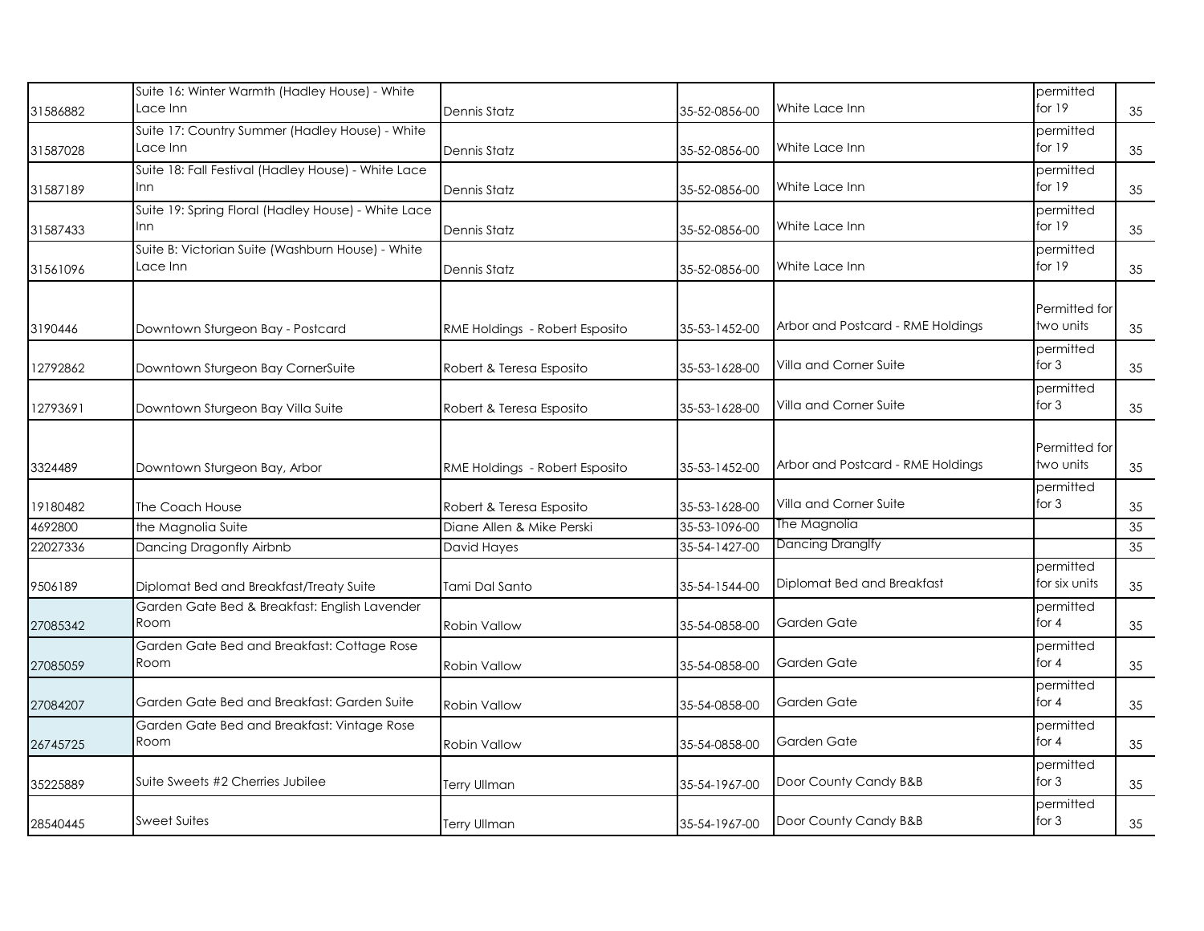| | | | | | | |
|---|---|---|---|---|---|---|
| 31586882 | Suite 16: Winter Warmth (Hadley House) - White Lace Inn | Dennis Statz | 35-52-0856-00 | White Lace Inn | permitted for 19 | 35 |
| 31587028 | Suite 17: Country Summer (Hadley House) - White Lace Inn | Dennis Statz | 35-52-0856-00 | White Lace Inn | permitted for 19 | 35 |
| 31587189 | Suite 18: Fall Festival (Hadley House) - White Lace Inn | Dennis Statz | 35-52-0856-00 | White Lace Inn | permitted for 19 | 35 |
| 31587433 | Suite 19: Spring Floral (Hadley House) - White Lace Inn | Dennis Statz | 35-52-0856-00 | White Lace Inn | permitted for 19 | 35 |
| 31561096 | Suite B: Victorian Suite (Washburn House) - White Lace Inn | Dennis Statz | 35-52-0856-00 | White Lace Inn | permitted for 19 | 35 |
| 3190446 | Downtown Sturgeon Bay - Postcard | RME Holdings - Robert Esposito | 35-53-1452-00 | Arbor and Postcard - RME Holdings | Permitted for two units | 35 |
| 12792862 | Downtown Sturgeon Bay CornerSuite | Robert & Teresa Esposito | 35-53-1628-00 | Villa and Corner Suite | permitted for 3 | 35 |
| 12793691 | Downtown Sturgeon Bay Villa Suite | Robert & Teresa Esposito | 35-53-1628-00 | Villa and Corner Suite | permitted for 3 | 35 |
| 3324489 | Downtown Sturgeon Bay, Arbor | RME Holdings - Robert Esposito | 35-53-1452-00 | Arbor and Postcard - RME Holdings | Permitted for two units | 35 |
| 19180482 | The Coach House | Robert & Teresa Esposito | 35-53-1628-00 | Villa and Corner Suite | permitted for 3 | 35 |
| 4692800 | the Magnolia Suite | Diane Allen & Mike Perski | 35-53-1096-00 | The Magnolia | | 35 |
| 22027336 | Dancing Dragonfly Airbnb | David Hayes | 35-54-1427-00 | Dancing Dranglfy | | 35 |
| 9506189 | Diplomat Bed and Breakfast/Treaty Suite | Tami Dal Santo | 35-54-1544-00 | Diplomat Bed and Breakfast | permitted for six units | 35 |
| 27085342 | Garden Gate Bed & Breakfast: English Lavender Room | Robin Vallow | 35-54-0858-00 | Garden Gate | permitted for 4 | 35 |
| 27085059 | Garden Gate Bed and Breakfast: Cottage Rose Room | Robin Vallow | 35-54-0858-00 | Garden Gate | permitted for 4 | 35 |
| 27084207 | Garden Gate Bed and Breakfast: Garden Suite | Robin Vallow | 35-54-0858-00 | Garden Gate | permitted for 4 | 35 |
| 26745725 | Garden Gate Bed and Breakfast: Vintage Rose Room | Robin Vallow | 35-54-0858-00 | Garden Gate | permitted for 4 | 35 |
| 35225889 | Suite Sweets #2 Cherries Jubilee | Terry Ullman | 35-54-1967-00 | Door County Candy B&B | permitted for 3 | 35 |
| 28540445 | Sweet Suites | Terry Ullman | 35-54-1967-00 | Door County Candy B&B | permitted for 3 | 35 |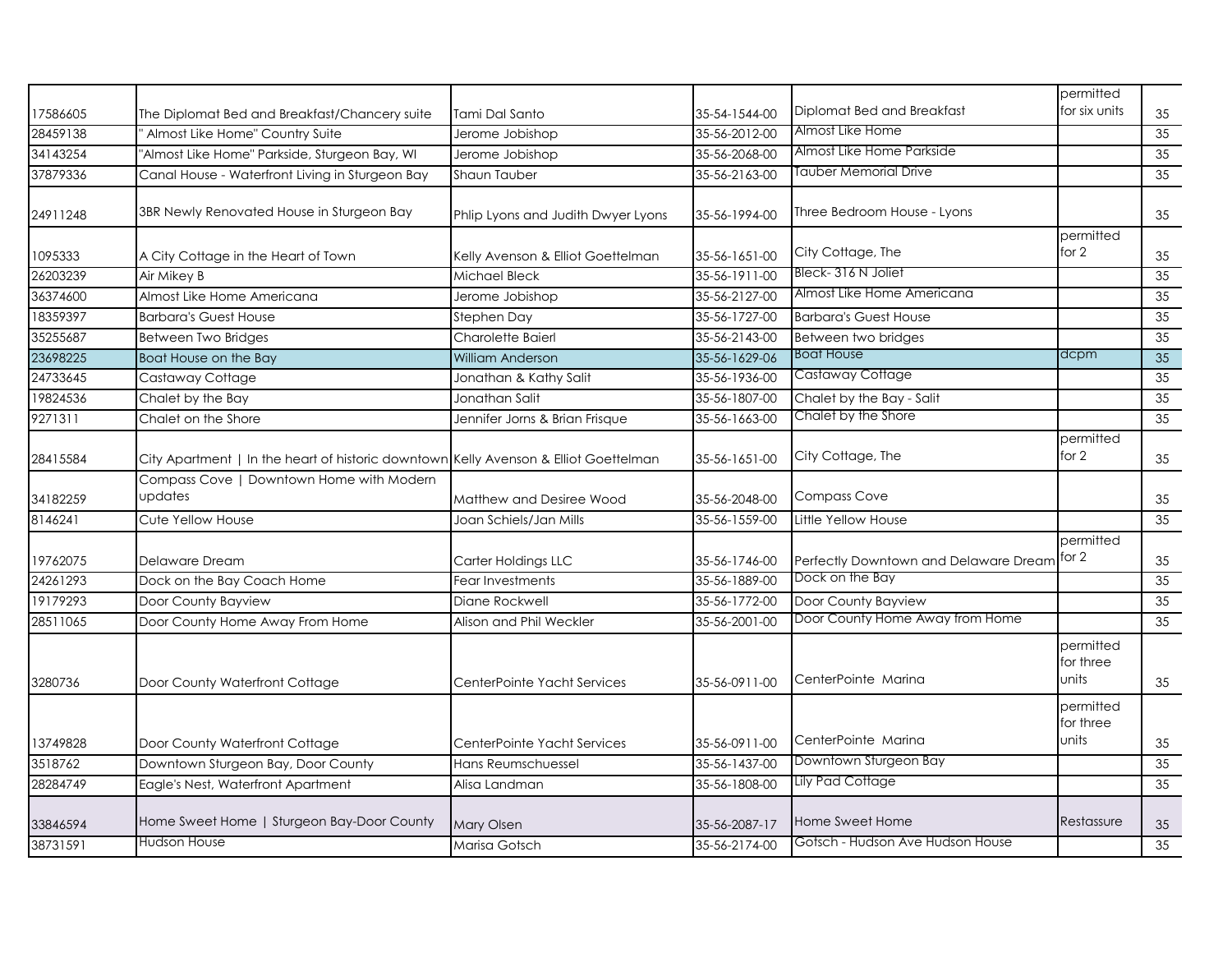| | | | | | | |
|---|---|---|---|---|---|---|
| 17586605 | The Diplomat Bed and Breakfast/Chancery suite | Tami Dal Santo | 35-54-1544-00 | Diplomat Bed and Breakfast | permitted for six units | 35 |
| 28459138 | " Almost Like Home" Country Suite | Jerome Jobishop | 35-56-2012-00 | Almost Like Home | | 35 |
| 34143254 | "Almost Like Home" Parkside, Sturgeon Bay, WI | Jerome Jobishop | 35-56-2068-00 | Almost Like Home Parkside | | 35 |
| 37879336 | Canal House - Waterfront Living in Sturgeon Bay | Shaun Tauber | 35-56-2163-00 | Tauber Memorial Drive | | 35 |
| 24911248 | 3BR Newly Renovated House in Sturgeon Bay | Phlip Lyons and Judith Dwyer Lyons | 35-56-1994-00 | Three Bedroom House - Lyons | | 35 |
| 1095333 | A City Cottage in the Heart of Town | Kelly Avenson & Elliot Goettelman | 35-56-1651-00 | City Cottage, The | permitted for 2 | 35 |
| 26203239 | Air Mikey B | Michael Bleck | 35-56-1911-00 | Bleck- 316 N Joliet | | 35 |
| 36374600 | Almost Like Home Americana | Jerome Jobishop | 35-56-2127-00 | Almost Like Home Americana | | 35 |
| 18359397 | Barbara's Guest House | Stephen Day | 35-56-1727-00 | Barbara's Guest House | | 35 |
| 35255687 | Between Two Bridges | Charolette Baierl | 35-56-2143-00 | Between two bridges | | 35 |
| 23698225 | Boat House on the Bay | William Anderson | 35-56-1629-06 | Boat House | dcpm | 35 |
| 24733645 | Castaway Cottage | Jonathan & Kathy Salit | 35-56-1936-00 | Castaway Cottage | | 35 |
| 19824536 | Chalet by the Bay | Jonathan Salit | 35-56-1807-00 | Chalet by the Bay - Salit | | 35 |
| 9271311 | Chalet on the Shore | Jennifer Jorns & Brian Frisque | 35-56-1663-00 | Chalet by the Shore | | 35 |
| 28415584 | City Apartment \| In the heart of historic downtown | Kelly Avenson & Elliot Goettelman | 35-56-1651-00 | City Cottage, The | permitted for 2 | 35 |
| 34182259 | Compass Cove \| Downtown Home with Modern updates | Matthew and Desiree Wood | 35-56-2048-00 | Compass Cove | | 35 |
| 8146241 | Cute Yellow House | Joan Schiels/Jan Mills | 35-56-1559-00 | Little Yellow House | | 35 |
| 19762075 | Delaware Dream | Carter Holdings LLC | 35-56-1746-00 | Perfectly Downtown and Delaware Dream | permitted for 2 | 35 |
| 24261293 | Dock on the Bay Coach Home | Fear Investments | 35-56-1889-00 | Dock on the Bay | | 35 |
| 19179293 | Door County Bayview | Diane Rockwell | 35-56-1772-00 | Door County Bayview | | 35 |
| 28511065 | Door County Home Away From Home | Alison and Phil Weckler | 35-56-2001-00 | Door County Home Away from Home | | 35 |
| 3280736 | Door County Waterfront Cottage | CenterPointe Yacht Services | 35-56-0911-00 | CenterPointe Marina | permitted for three units | 35 |
| 13749828 | Door County Waterfront Cottage | CenterPointe Yacht Services | 35-56-0911-00 | CenterPointe Marina | permitted for three units | 35 |
| 3518762 | Downtown Sturgeon Bay, Door County | Hans Reumschuessel | 35-56-1437-00 | Downtown Sturgeon Bay | | 35 |
| 28284749 | Eagle's Nest, Waterfront Apartment | Alisa Landman | 35-56-1808-00 | Lily Pad Cottage | | 35 |
| 33846594 | Home Sweet Home \| Sturgeon Bay-Door County | Mary Olsen | 35-56-2087-17 | Home Sweet Home | Restassure | 35 |
| 38731591 | Hudson House | Marisa Gotsch | 35-56-2174-00 | Gotsch - Hudson Ave Hudson House | | 35 |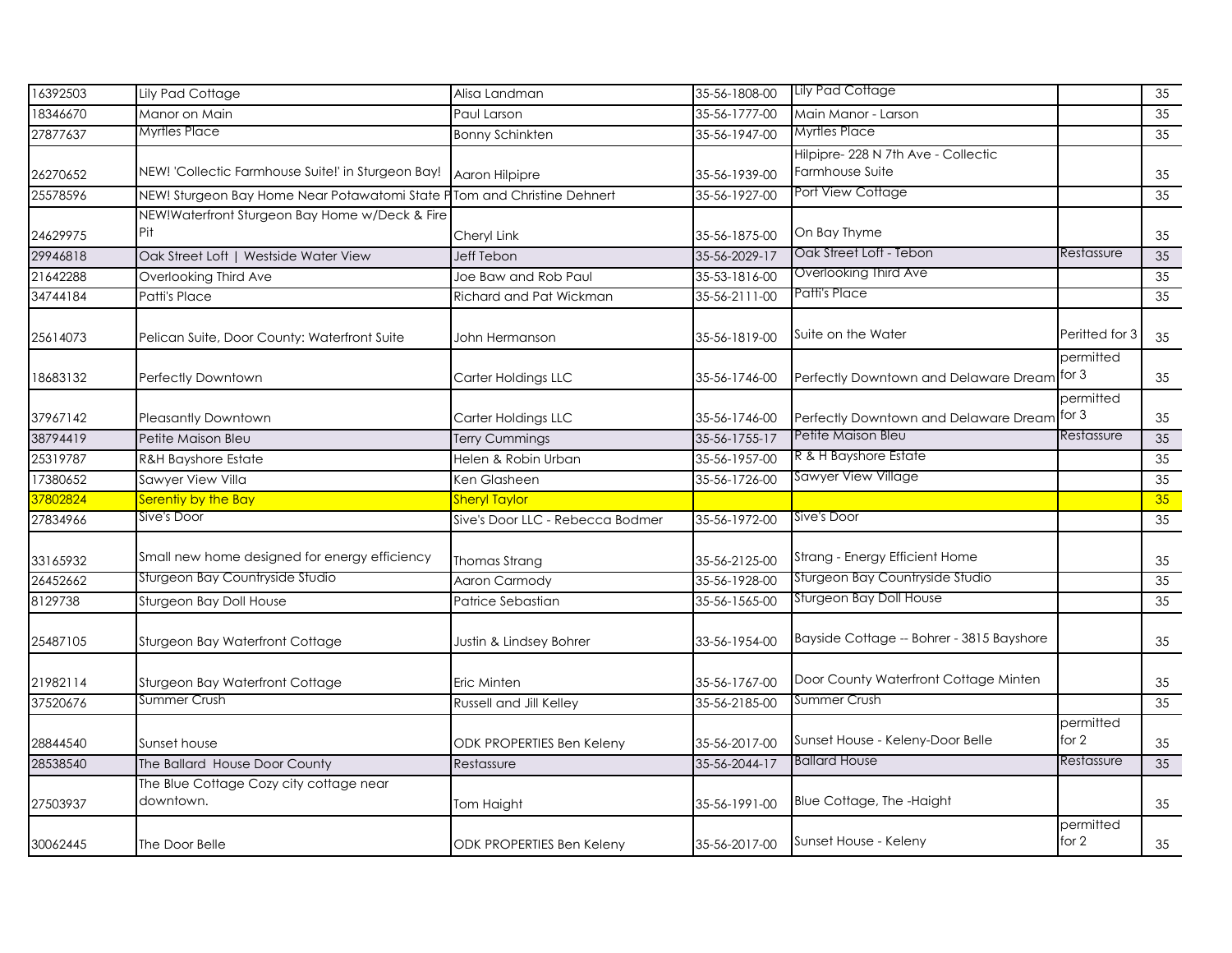| | | | | | | |
|---|---|---|---|---|---|---|
| 16392503 | Lily Pad Cottage | Alisa Landman | 35-56-1808-00 | Lily Pad Cottage | | 35 |
| 18346670 | Manor on Main | Paul Larson | 35-56-1777-00 | Main Manor - Larson | | 35 |
| 27877637 | Myrtles Place | Bonny Schinkten | 35-56-1947-00 | Myrtles Place | | 35 |
| 26270652 | NEW! 'Collectic Farmhouse Suite!' in Sturgeon Bay! | Aaron Hilpipre | 35-56-1939-00 | Hilpipre- 228 N 7th Ave - Collectic Farmhouse Suite | | 35 |
| 25578596 | NEW! Sturgeon Bay Home Near Potawatomi State P | Tom and Christine Dehnert | 35-56-1927-00 | Port View Cottage | | 35 |
| 24629975 | NEW!Waterfront Sturgeon Bay Home w/Deck & Fire Pit | Cheryl Link | 35-56-1875-00 | On Bay Thyme | | 35 |
| 29946818 | Oak Street Loft \| Westside Water View | Jeff Tebon | 35-56-2029-17 | Oak Street Loft - Tebon | Restassure | 35 |
| 21642288 | Overlooking Third Ave | Joe Baw and Rob Paul | 35-53-1816-00 | Overlooking Third Ave | | 35 |
| 34744184 | Patti's Place | Richard and Pat Wickman | 35-56-2111-00 | Patti's Place | | 35 |
| 25614073 | Pelican Suite, Door County: Waterfront Suite | John Hermanson | 35-56-1819-00 | Suite on the Water | Peritted for 3 | 35 |
| 18683132 | Perfectly Downtown | Carter Holdings LLC | 35-56-1746-00 | Perfectly Downtown and Delaware Dream | permitted for 3 | 35 |
| 37967142 | Pleasantly Downtown | Carter Holdings LLC | 35-56-1746-00 | Perfectly Downtown and Delaware Dream | permitted for 3 | 35 |
| 38794419 | Petite Maison Bleu | Terry Cummings | 35-56-1755-17 | Petite Maison Bleu | Restassure | 35 |
| 25319787 | R&H Bayshore Estate | Helen & Robin Urban | 35-56-1957-00 | R & H Bayshore Estate | | 35 |
| 17380652 | Sawyer View Villa | Ken Glasheen | 35-56-1726-00 | Sawyer View Village | | 35 |
| 37802824 | Serentiy by the Bay | Sheryl Taylor | | | | 35 |
| 27834966 | Sive's Door | Sive's Door LLC - Rebecca Bodmer | 35-56-1972-00 | Sive's Door | | 35 |
| 33165932 | Small new home designed for energy efficiency | Thomas Strang | 35-56-2125-00 | Strang - Energy Efficient Home | | 35 |
| 26452662 | Sturgeon Bay Countryside Studio | Aaron Carmody | 35-56-1928-00 | Sturgeon Bay Countryside Studio | | 35 |
| 8129738 | Sturgeon Bay Doll House | Patrice Sebastian | 35-56-1565-00 | Sturgeon Bay Doll House | | 35 |
| 25487105 | Sturgeon Bay Waterfront Cottage | Justin & Lindsey Bohrer | 33-56-1954-00 | Bayside Cottage -- Bohrer - 3815 Bayshore | | 35 |
| 21982114 | Sturgeon Bay Waterfront Cottage | Eric Minten | 35-56-1767-00 | Door County Waterfront Cottage Minten | | 35 |
| 37520676 | Summer Crush | Russell and Jill Kelley | 35-56-2185-00 | Summer Crush | | 35 |
| 28844540 | Sunset house | ODK PROPERTIES Ben Keleny | 35-56-2017-00 | Sunset House - Keleny-Door Belle | permitted for 2 | 35 |
| 28538540 | The Ballard House Door County | Restassure | 35-56-2044-17 | Ballard House | Restassure | 35 |
| 27503937 | The Blue Cottage Cozy city cottage near downtown. | Tom Haight | 35-56-1991-00 | Blue Cottage, The -Haight | | 35 |
| 30062445 | The Door Belle | ODK PROPERTIES Ben Keleny | 35-56-2017-00 | Sunset House - Keleny | permitted for 2 | 35 |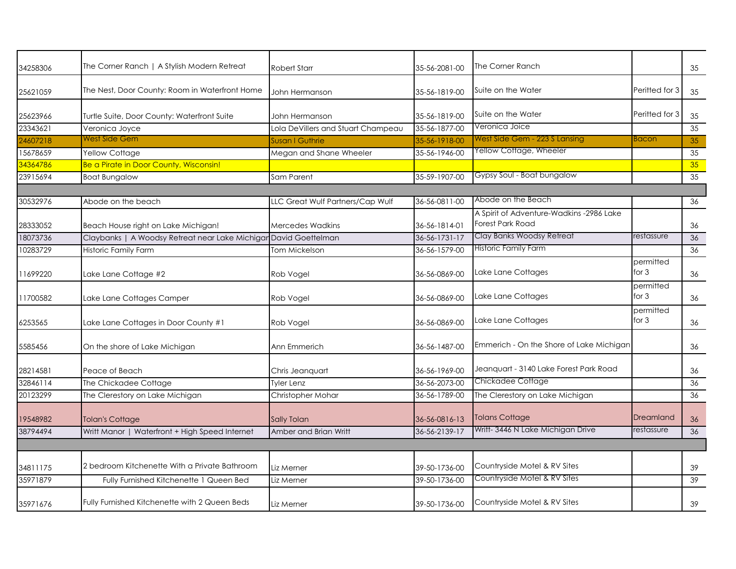| | | | | | | |
|---|---|---|---|---|---|---|
| 34258306 | The Corner Ranch \| A Stylish Modern Retreat | Robert Starr | 35-56-2081-00 | The Corner Ranch | | 35 |
| 25621059 | The Nest, Door County: Room in Waterfront Home | John Hermanson | 35-56-1819-00 | Suite on the Water | Peritted for 3 | 35 |
| 25623966 | Turtle Suite, Door County: Waterfront Suite | John Hermanson | 35-56-1819-00 | Suite on the Water | Peritted for 3 | 35 |
| 23343621 | Veronica Joyce | Lola DeVillers and Stuart Champeau | 35-56-1877-00 | Veronica Joice | | 35 |
| 24607218 | West Side Gem | Susan I Guthrie | 35-56-1918-00 | West Side Gem - 223 S Lansing | Bacon | 35 |
| 15678659 | Yellow Cottage | Megan and Shane Wheeler | 35-56-1946-00 | Yellow Cottage, Wheeler | | 35 |
| 34364786 | Be a Pirate in Door County, Wisconsin! | | | | | 35 |
| 23915694 | Boat Bungalow | Sam Parent | 35-59-1907-00 | Gypsy Soul - Boat bungalow | | 35 |
| | | | | | | |
| 30532976 | Abode on the beach | LLC Great Wulf Partners/Cap Wulf | 36-56-0811-00 | Abode on the Beach | | 36 |
| 28333052 | Beach House right on Lake Michigan! | Mercedes Wadkins | 36-56-1814-01 | A Spirit of Adventure-Wadkins -2986 Lake Forest Park Road | | 36 |
| 18073736 | Claybanks \| A Woodsy Retreat near Lake Michigan | David Goettelman | 36-56-1731-17 | Clay Banks Woodsy Retreat | restassure | 36 |
| 10283729 | Historic Family Farm | Tom Mickelson | 36-56-1579-00 | Historic Family Farm | | 36 |
| 11699220 | Lake Lane Cottage #2 | Rob Vogel | 36-56-0869-00 | Lake Lane Cottages | permitted for 3 | 36 |
| 11700582 | Lake Lane Cottages Camper | Rob Vogel | 36-56-0869-00 | Lake Lane Cottages | permitted for 3 | 36 |
| 6253565 | Lake Lane Cottages in Door County #1 | Rob Vogel | 36-56-0869-00 | Lake Lane Cottages | permitted for 3 | 36 |
| 5585456 | On the shore of Lake Michigan | Ann Emmerich | 36-56-1487-00 | Emmerich - On the Shore of Lake Michigan | | 36 |
| 28214581 | Peace of Beach | Chris Jeanquart | 36-56-1969-00 | Jeanquart - 3140 Lake Forest Park Road | | 36 |
| 32846114 | The Chickadee Cottage | Tyler Lenz | 36-56-2073-00 | Chickadee Cottage | | 36 |
| 20123299 | The Clerestory on Lake Michigan | Christopher Mohar | 36-56-1789-00 | The Clerestory on Lake Michigan | | 36 |
| 19548982 | Tolan's Cottage | Sally Tolan | 36-56-0816-13 | Tolans Cottage | Dreamland | 36 |
| 38794494 | Writt Manor \| Waterfront + High Speed Internet | Amber and Brian Writt | 36-56-2139-17 | Writt- 3446 N Lake Michigan Drive | restassure | 36 |
| | | | | | | |
| 34811175 | 2 bedroom Kitchenette With a Private Bathroom | Liz Merner | 39-50-1736-00 | Countryside Motel & RV Sites | | 39 |
| 35971879 | Fully Furnished Kitchenette 1 Queen Bed | Liz Merner | 39-50-1736-00 | Countryside Motel & RV Sites | | 39 |
| 35971676 | Fully Furnished Kitchenette with 2 Queen Beds | Liz Merner | 39-50-1736-00 | Countryside Motel & RV Sites | | 39 |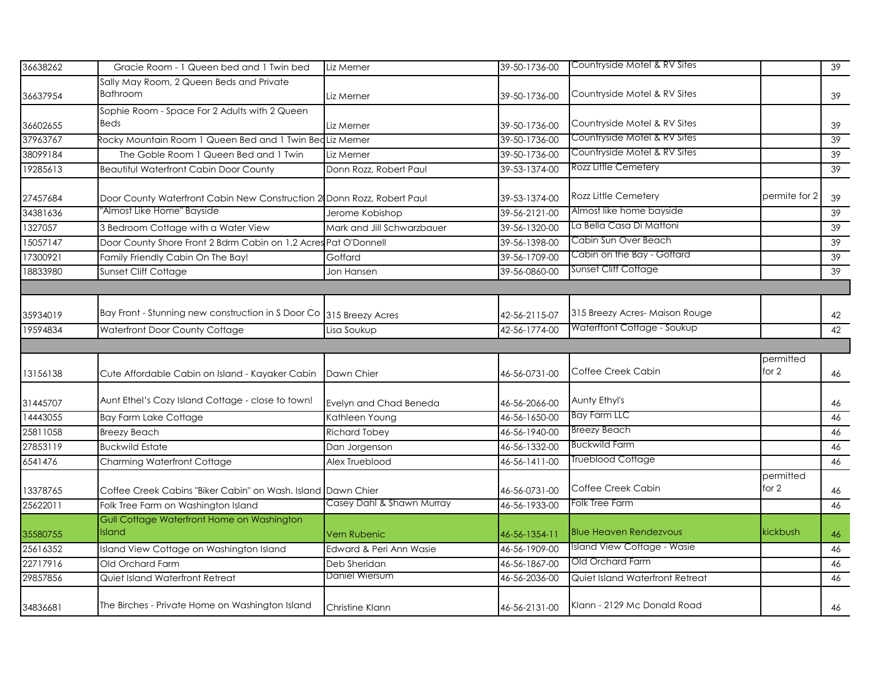| | | | | | | |
|---|---|---|---|---|---|---|
| 36638262 | Gracie Room - 1 Queen bed and 1 Twin bed | Liz Merner | 39-50-1736-00 | Countryside Motel & RV Sites | | 39 |
| 36637954 | Sally May Room, 2 Queen Beds and Private Bathroom | Liz Merner | 39-50-1736-00 | Countryside Motel & RV Sites | | 39 |
| 36602655 | Sophie Room - Space For 2 Adults with 2 Queen Beds | Liz Merner | 39-50-1736-00 | Countryside Motel & RV Sites | | 39 |
| 37963767 | Rocky Mountain Room 1 Queen Bed and 1 Twin Bed | Liz Merner | 39-50-1736-00 | Countryside Motel & RV Sites | | 39 |
| 38099184 | The Goble Room 1 Queen Bed and 1 Twin | Liz Merner | 39-50-1736-00 | Countryside Motel & RV Sites | | 39 |
| 19285613 | Beautiful Waterfront Cabin Door County | Donn Rozz, Robert Paul | 39-53-1374-00 | Rozz Little Cemetery | | 39 |
| 27457684 | Door County Waterfront Cabin New Construction 2( | Donn Rozz, Robert Paul | 39-53-1374-00 | Rozz Little Cemetery | permite for 2 | 39 |
| 34381636 | "Almost Like Home" Bayside | Jerome Kobishop | 39-56-2121-00 | Almost like home bayside | | 39 |
| 1327057 | 3 Bedroom Cottage with a Water View | Mark and Jill Schwarzbauer | 39-56-1320-00 | La Bella Casa Di Mattoni | | 39 |
| 15057147 | Door County Shore Front 2 Bdrm Cabin on 1.2 Acres | Pat O'Donnell | 39-56-1398-00 | Cabin Sun Over Beach | | 39 |
| 17300921 | Family Friendly Cabin On The Bay! | Goffard | 39-56-1709-00 | Cabin on the Bay - Goffard | | 39 |
| 18833980 | Sunset Cliff Cottage | Jon Hansen | 39-56-0860-00 | Sunset Cliff Cottage | | 39 |
| | | | | | | |
| 35934019 | Bay Front - Stunning new construction in S Door Co | 315 Breezy Acres | 42-56-2115-07 | 315 Breezy Acres- Maison Rouge | | 42 |
| 19594834 | Waterfront Door County Cottage | Lisa Soukup | 42-56-1774-00 | Waterftont Cottage - Soukup | | 42 |
| | | | | | | |
| 13156138 | Cute Affordable Cabin on Island - Kayaker Cabin | Dawn Chier | 46-56-0731-00 | Coffee Creek Cabin | permitted for 2 | 46 |
| 31445707 | Aunt Ethel's Cozy Island Cottage - close to town! | Evelyn and Chad Beneda | 46-56-2066-00 | Aunty Ethyl's | | 46 |
| 14443055 | Bay Farm Lake Cottage | Kathleen Young | 46-56-1650-00 | Bay Farm LLC | | 46 |
| 25811058 | Breezy Beach | Richard Tobey | 46-56-1940-00 | Breezy Beach | | 46 |
| 27853119 | Buckwild Estate | Dan Jorgenson | 46-56-1332-00 | Buckwild Farm | | 46 |
| 6541476 | Charming Waterfront Cottage | Alex Trueblood | 46-56-1411-00 | Trueblood Cottage | | 46 |
| 13378765 | Coffee Creek Cabins "Biker Cabin" on Wash. Island | Dawn Chier | 46-56-0731-00 | Coffee Creek Cabin | permitted for 2 | 46 |
| 25622011 | Folk Tree Farm on Washington Island | Casey Dahl & Shawn Murray | 46-56-1933-00 | Folk Tree Farm | | 46 |
| 35580755 | Gull Cottage Waterfront Home on Washington Island | Vern Rubenic | 46-56-1354-11 | Blue Heaven Rendezvous | kickbush | 46 |
| 25616352 | Island View Cottage on Washington Island | Edward & Peri Ann Wasie | 46-56-1909-00 | Island View Cottage - Wasie | | 46 |
| 22717916 | Old Orchard Farm | Deb Sheridan | 46-56-1867-00 | Old Orchard Farm | | 46 |
| 29857856 | Quiet Island Waterfront Retreat | Daniel Wiersum | 46-56-2036-00 | Quiet Island Waterfront Retreat | | 46 |
| 34836681 | The Birches - Private Home on Washington Island | Christine Klann | 46-56-2131-00 | Klann - 2129 Mc Donald Road | | 46 |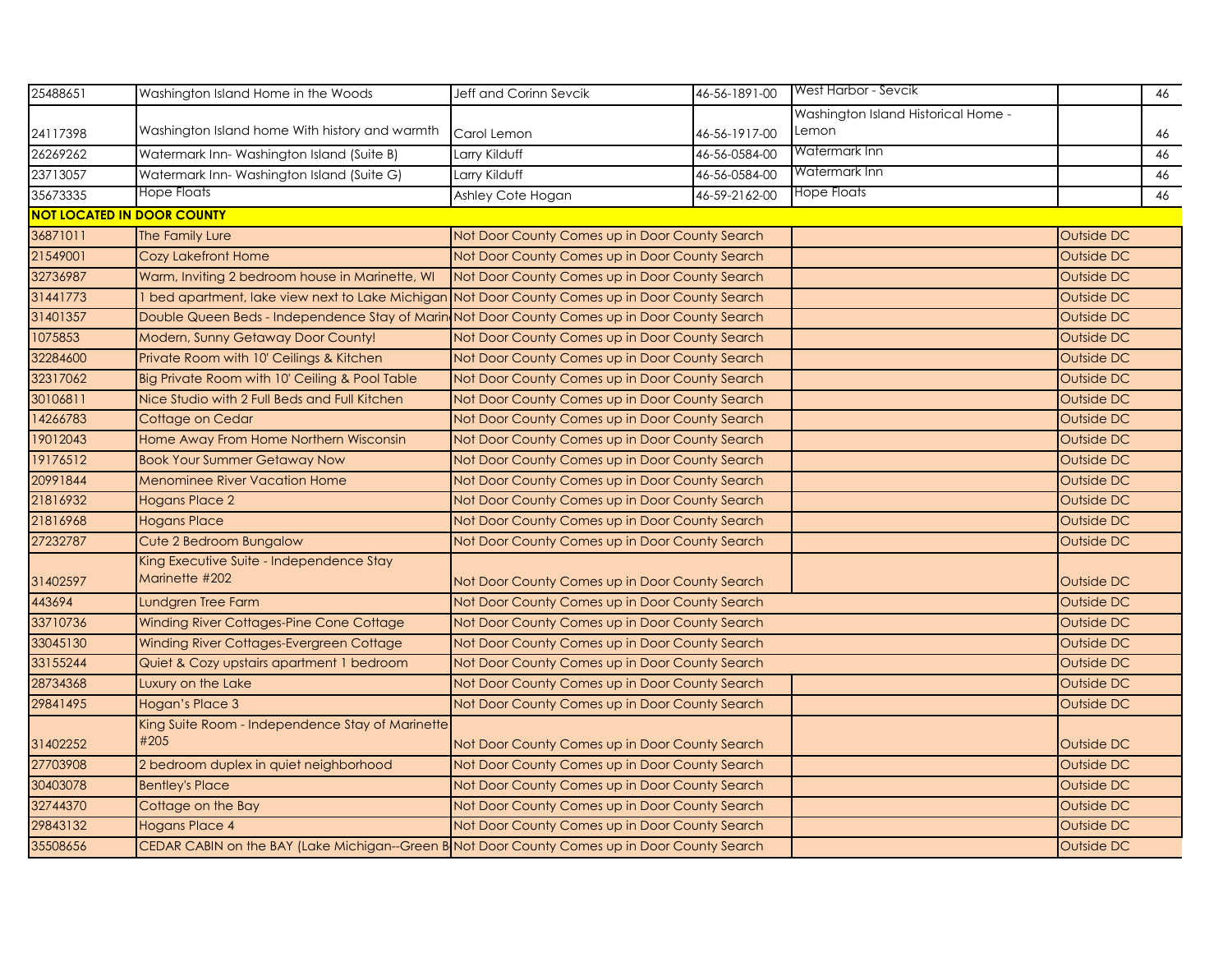| | | | | | | |
|---|---|---|---|---|---|---|
| 25488651 | Washington Island Home in the Woods | Jeff and Corinn Sevcik | 46-56-1891-00 | West Harbor - Sevcik | | 46 |
| 24117398 | Washington Island home With history and warmth | Carol Lemon | 46-56-1917-00 | Washington Island Historical Home - Lemon | | 46 |
| 26269262 | Watermark Inn- Washington Island (Suite B) | Larry Kilduff | 46-56-0584-00 | Watermark Inn | | 46 |
| 23713057 | Watermark Inn- Washington Island (Suite G) | Larry Kilduff | 46-56-0584-00 | Watermark Inn | | 46 |
| 35673335 | Hope Floats | Ashley Cote Hogan | 46-59-2162-00 | Hope Floats | | 46 |
| **NOT LOCATED IN DOOR COUNTY** | | | | | | |
| 36871011 | The Family Lure | Not Door County Comes up in Door County Search | | | Outside DC | |
| 21549001 | Cozy Lakefront Home | Not Door County Comes up in Door County Search | | | Outside DC | |
| 32736987 | Warm, Inviting 2 bedroom house in Marinette, WI | Not Door County Comes up in Door County Search | | | Outside DC | |
| 31441773 | 1 bed apartment, lake view next to Lake Michigan | Not Door County Comes up in Door County Search | | | Outside DC | |
| 31401357 | Double Queen Beds - Independence Stay of Marin | Not Door County Comes up in Door County Search | | | Outside DC | |
| 1075853 | Modern, Sunny Getaway Door County! | Not Door County Comes up in Door County Search | | | Outside DC | |
| 32284600 | Private Room with 10' Ceilings & Kitchen | Not Door County Comes up in Door County Search | | | Outside DC | |
| 32317062 | Big Private Room with 10' Ceiling & Pool Table | Not Door County Comes up in Door County Search | | | Outside DC | |
| 30106811 | Nice Studio with 2 Full Beds and Full Kitchen | Not Door County Comes up in Door County Search | | | Outside DC | |
| 14266783 | Cottage on Cedar | Not Door County Comes up in Door County Search | | | Outside DC | |
| 19012043 | Home Away From Home Northern Wisconsin | Not Door County Comes up in Door County Search | | | Outside DC | |
| 19176512 | Book Your Summer Getaway Now | Not Door County Comes up in Door County Search | | | Outside DC | |
| 20991844 | Menominee River Vacation Home | Not Door County Comes up in Door County Search | | | Outside DC | |
| 21816932 | Hogans Place 2 | Not Door County Comes up in Door County Search | | | Outside DC | |
| 21816968 | Hogans Place | Not Door County Comes up in Door County Search | | | Outside DC | |
| 27232787 | Cute 2 Bedroom Bungalow | Not Door County Comes up in Door County Search | | | Outside DC | |
| 31402597 | King Executive Suite - Independence Stay Marinette #202 | Not Door County Comes up in Door County Search | | | Outside DC | |
| 443694 | Lundgren Tree Farm | Not Door County Comes up in Door County Search | | | Outside DC | |
| 33710736 | Winding River Cottages-Pine Cone Cottage | Not Door County Comes up in Door County Search | | | Outside DC | |
| 33045130 | Winding River Cottages-Evergreen Cottage | Not Door County Comes up in Door County Search | | | Outside DC | |
| 33155244 | Quiet & Cozy upstairs apartment 1 bedroom | Not Door County Comes up in Door County Search | | | Outside DC | |
| 28734368 | Luxury on the Lake | Not Door County Comes up in Door County Search | | | Outside DC | |
| 29841495 | Hogan's Place 3 | Not Door County Comes up in Door County Search | | | Outside DC | |
| 31402252 | King Suite Room - Independence Stay of Marinette #205 | Not Door County Comes up in Door County Search | | | Outside DC | |
| 27703908 | 2 bedroom duplex in quiet neighborhood | Not Door County Comes up in Door County Search | | | Outside DC | |
| 30403078 | Bentley's Place | Not Door County Comes up in Door County Search | | | Outside DC | |
| 32744370 | Cottage on the Bay | Not Door County Comes up in Door County Search | | | Outside DC | |
| 29843132 | Hogans Place 4 | Not Door County Comes up in Door County Search | | | Outside DC | |
| 35508656 | CEDAR CABIN on the BAY (Lake Michigan--Green B | Not Door County Comes up in Door County Search | | | Outside DC | |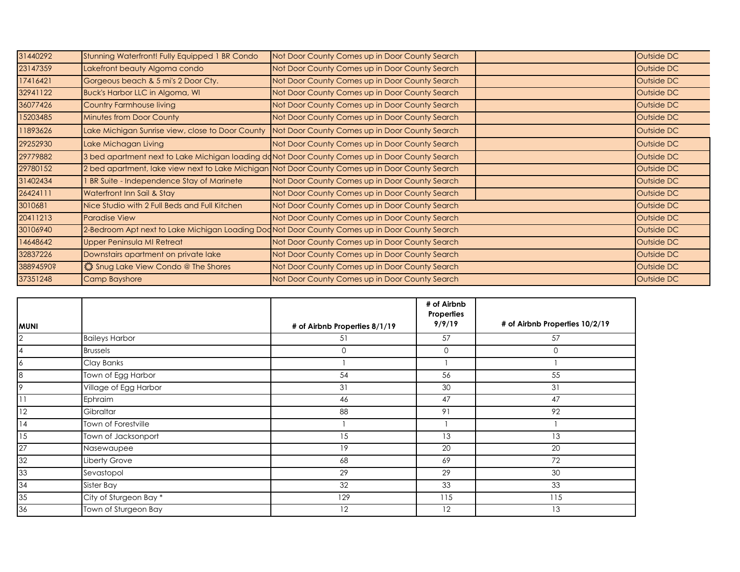| | | | | |
|---|---|---|---|---|
| 31440292 | Stunning Waterfront! Fully Equipped 1 BR Condo | Not Door County Comes up in Door County Search | | Outside DC |
| 23147359 | Lakefront beauty Algoma condo | Not Door County Comes up in Door County Search | | Outside DC |
| 17416421 | Gorgeous beach & 5 mi's 2 Door Cty. | Not Door County Comes up in Door County Search | | Outside DC |
| 32941122 | Buck's Harbor LLC in Algoma, WI | Not Door County Comes up in Door County Search | | Outside DC |
| 36077426 | Country Farmhouse living | Not Door County Comes up in Door County Search | | Outside DC |
| 15203485 | Minutes from Door County | Not Door County Comes up in Door County Search | | Outside DC |
| 11893626 | Lake Michigan Sunrise view, close to Door County | Not Door County Comes up in Door County Search | | Outside DC |
| 29252930 | Lake Michagan Living | Not Door County Comes up in Door County Search | | Outside DC |
| 29779882 | 3 bed apartment next to Lake Michigan loading do | Not Door County Comes up in Door County Search | | Outside DC |
| 29780152 | 2 bed apartment, lake view next to Lake Michigan | Not Door County Comes up in Door County Search | | Outside DC |
| 31402434 | 1 BR Suite - Independence Stay of Marinete | Not Door County Comes up in Door County Search | | Outside DC |
| 26424111 | Waterfront Inn Sail & Stay | Not Door County Comes up in Door County Search | | Outside DC |
| 3010681 | Nice Studio with 2 Full Beds and Full Kitchen | Not Door County Comes up in Door County Search | | Outside DC |
| 20411213 | Paradise View | Not Door County Comes up in Door County Search | | Outside DC |
| 30106940 | 2-Bedroom Apt next to Lake Michigan Loading Doc | Not Door County Comes up in Door County Search | | Outside DC |
| 14648642 | Upper Peninsula MI Retreat | Not Door County Comes up in Door County Search | | Outside DC |
| 32837226 | Downstairs apartment on private lake | Not Door County Comes up in Door County Search | | Outside DC |
| 38894590? | ☼ Snug Lake View Condo @ The Shores | Not Door County Comes up in Door County Search | | Outside DC |
| 37351248 | Camp Bayshore | Not Door County Comes up in Door County Search | | Outside DC |

| MUNI | | # of Airbnb Properties 8/1/19 | # of Airbnb Properties 9/9/19 | # of Airbnb Properties 10/2/19 |
|---|---|---|---|---|
| 2 | Baileys Harbor | 51 | 57 | 57 |
| 4 | Brussels | 0 | 0 | 0 |
| 6 | Clay Banks | 1 | 1 | 1 |
| 8 | Town of Egg Harbor | 54 | 56 | 55 |
| 9 | Village of Egg Harbor | 31 | 30 | 31 |
| 11 | Ephraim | 46 | 47 | 47 |
| 12 | Gibraltar | 88 | 91 | 92 |
| 14 | Town of Forestville | 1 | 1 | 1 |
| 15 | Town of Jacksonport | 15 | 13 | 13 |
| 27 | Nasewaupee | 19 | 20 | 20 |
| 32 | Liberty Grove | 68 | 69 | 72 |
| 33 | Sevastopol | 29 | 29 | 30 |
| 34 | Sister Bay | 32 | 33 | 33 |
| 35 | City of Sturgeon Bay * | 129 | 115 | 115 |
| 36 | Town of Sturgeon Bay | 12 | 12 | 13 |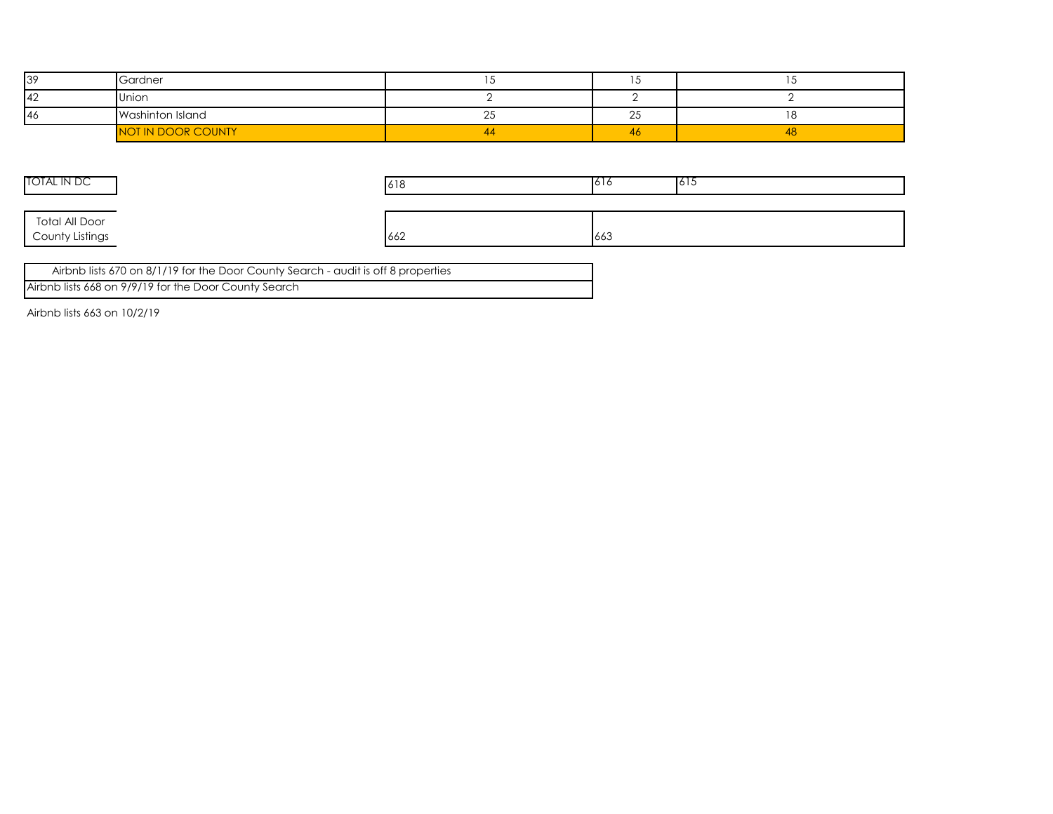| | | | | |
|---|---|---|---|---|
| 39 | Gardner | 15 | 15 | 15 |
| 42 | Union | 2 | 2 | 2 |
| 46 | Washinton Island | 25 | 25 | 18 |
| | NOT IN DOOR COUNTY | 44 | 46 | 48 |

| | | | |
|---|---|---|---|
| TOTAL IN DC | 618 | 616 | 615 |
| Total All Door County Listings | 662 | 663 | |

Airbnb lists 670 on 8/1/19 for the Door County Search - audit is off 8 properties

Airbnb lists 668 on 9/9/19 for the Door County Search

Airbnb lists 663 on 10/2/19